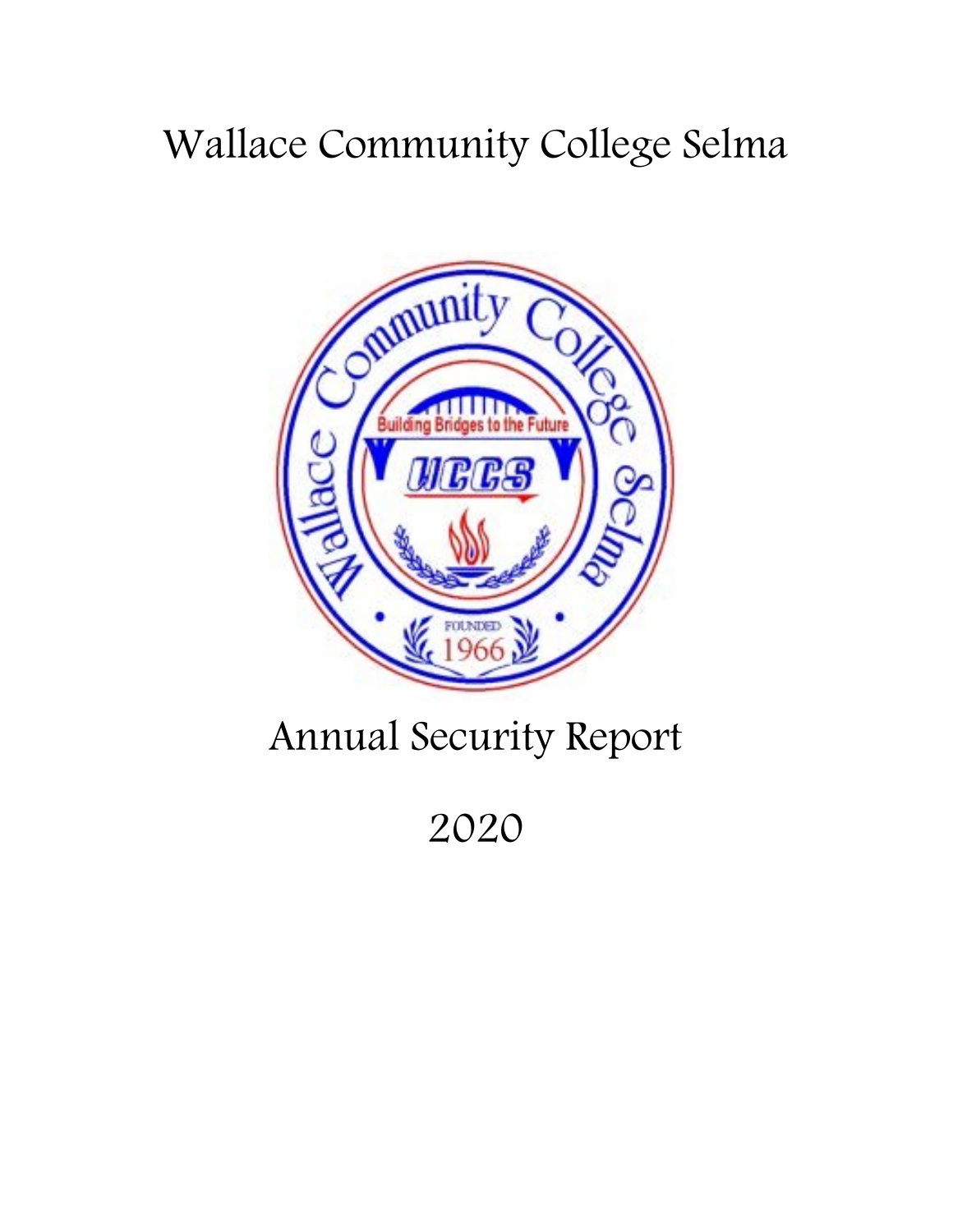# Wallace Community College Selma

# Annual Security Report

# 2020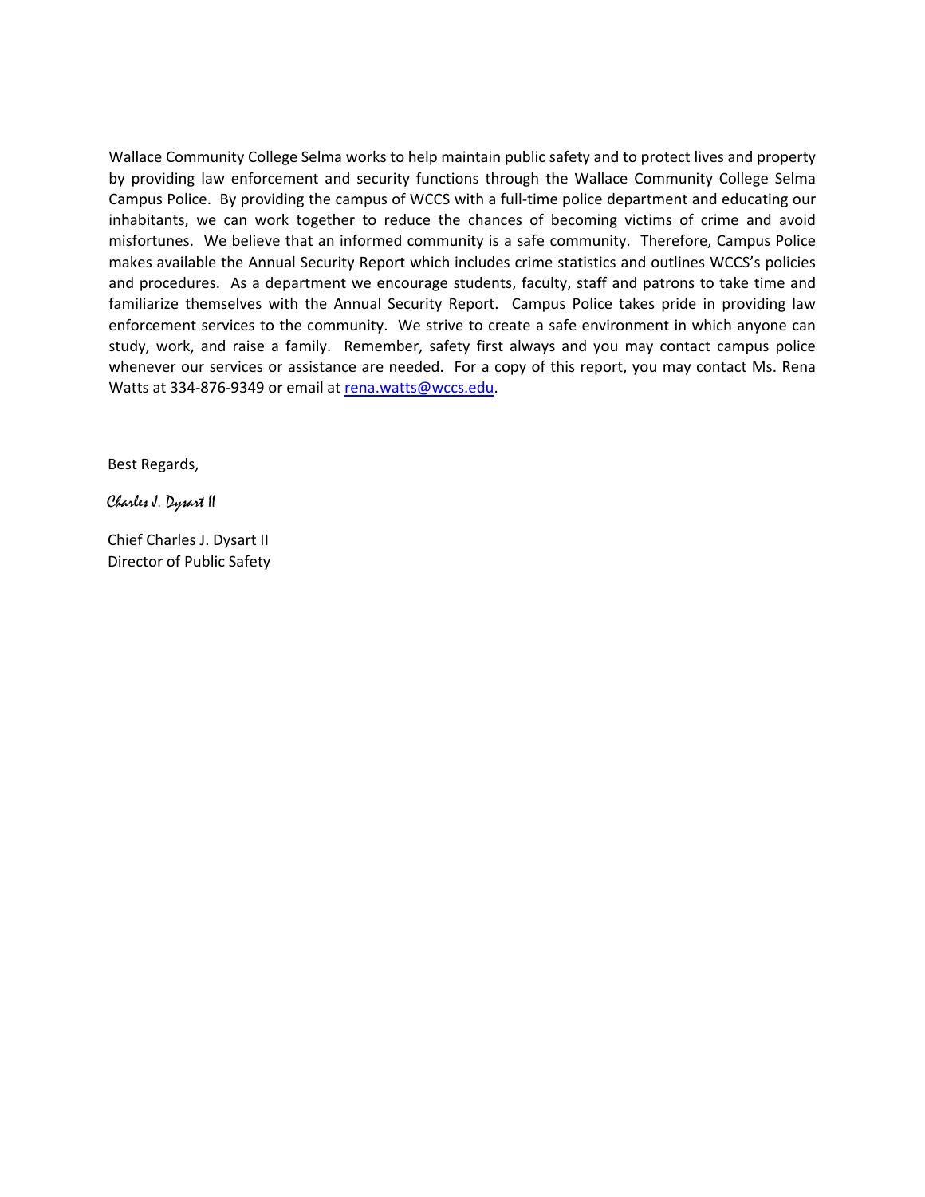Wallace Community College Selma works to help maintain public safety and to protect lives and property by providing law enforcement and security functions through the Wallace Community College Selma Campus Police. By providing the campus of WCCS with a full-time police department and educating our inhabitants, we can work together to reduce the chances of becoming victims of crime and avoid misfortunes. We believe that an informed community is a safe community. Therefore, Campus Police makes available the Annual Security Report which includes crime statistics and outlines WCCS's policies and procedures. As a department we encourage students, faculty, staff and patrons to take time and familiarize themselves with the Annual Security Report. Campus Police takes pride in providing law enforcement services to the community. We strive to create a safe environment in which anyone can study, work, and raise a family. Remember, safety first always and you may contact campus police whenever our services or assistance are needed. For a copy of this report, you may contact Ms. Rena Watts at 334-876-9349 or email at rena.watts@wccs.edu.

Best Regards,

*Charles J. Dysart II*

Chief Charles J. Dysart II
Director of Public Safety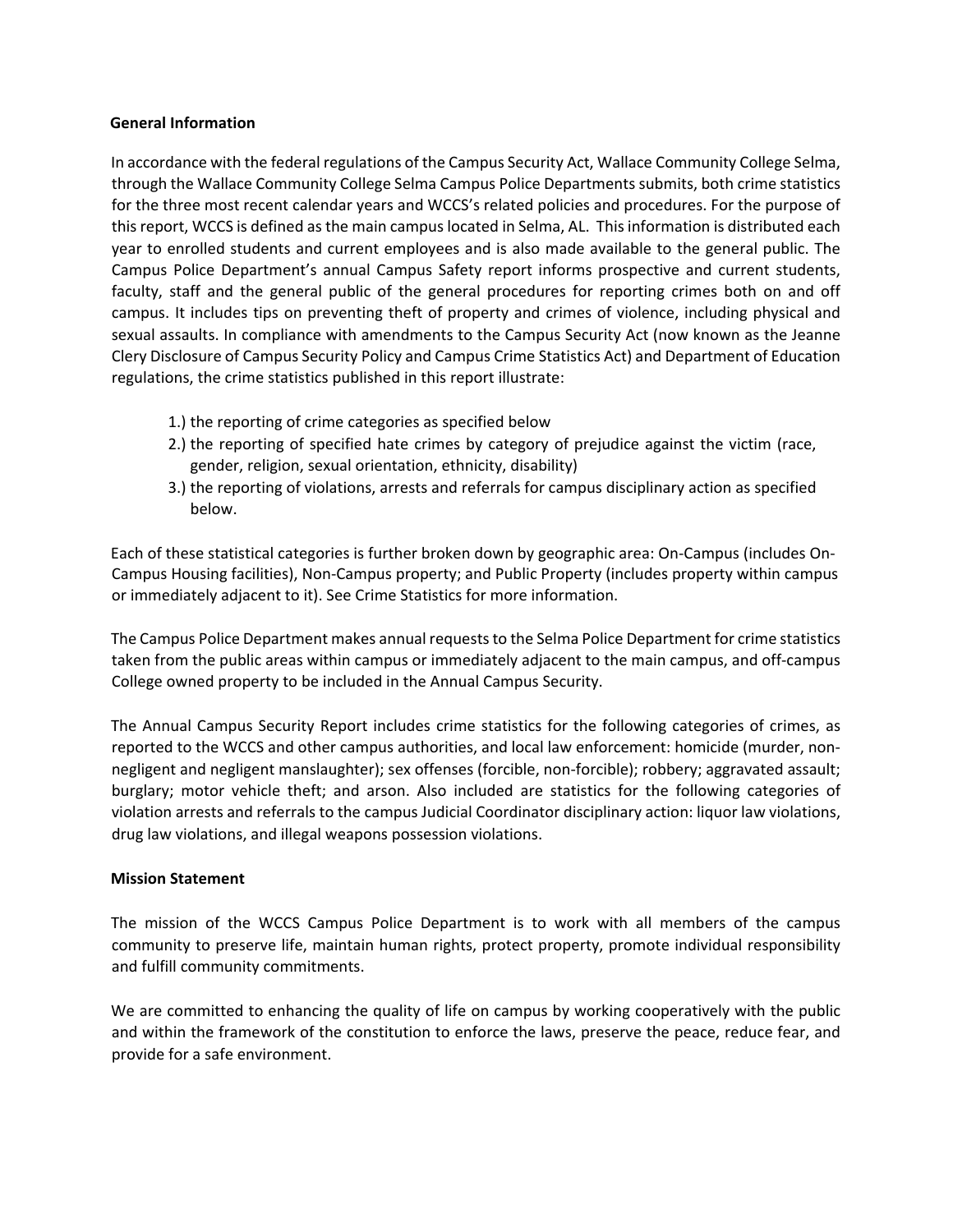**General Information**

In accordance with the federal regulations of the Campus Security Act, Wallace Community College Selma, through the Wallace Community College Selma Campus Police Departments submits, both crime statistics for the three most recent calendar years and WCCS's related policies and procedures. For the purpose of this report, WCCS is defined as the main campus located in Selma, AL. This information is distributed each year to enrolled students and current employees and is also made available to the general public. The Campus Police Department's annual Campus Safety report informs prospective and current students, faculty, staff and the general public of the general procedures for reporting crimes both on and off campus. It includes tips on preventing theft of property and crimes of violence, including physical and sexual assaults. In compliance with amendments to the Campus Security Act (now known as the Jeanne Clery Disclosure of Campus Security Policy and Campus Crime Statistics Act) and Department of Education regulations, the crime statistics published in this report illustrate:

1.) the reporting of crime categories as specified below
2.) the reporting of specified hate crimes by category of prejudice against the victim (race, gender, religion, sexual orientation, ethnicity, disability)
3.) the reporting of violations, arrests and referrals for campus disciplinary action as specified below.

Each of these statistical categories is further broken down by geographic area: On-Campus (includes On-Campus Housing facilities), Non-Campus property; and Public Property (includes property within campus or immediately adjacent to it). See Crime Statistics for more information.

The Campus Police Department makes annual requests to the Selma Police Department for crime statistics taken from the public areas within campus or immediately adjacent to the main campus, and off-campus College owned property to be included in the Annual Campus Security.

The Annual Campus Security Report includes crime statistics for the following categories of crimes, as reported to the WCCS and other campus authorities, and local law enforcement: homicide (murder, non-negligent and negligent manslaughter); sex offenses (forcible, non-forcible); robbery; aggravated assault; burglary; motor vehicle theft; and arson. Also included are statistics for the following categories of violation arrests and referrals to the campus Judicial Coordinator disciplinary action: liquor law violations, drug law violations, and illegal weapons possession violations.

**Mission Statement**

The mission of the WCCS Campus Police Department is to work with all members of the campus community to preserve life, maintain human rights, protect property, promote individual responsibility and fulfill community commitments.

We are committed to enhancing the quality of life on campus by working cooperatively with the public and within the framework of the constitution to enforce the laws, preserve the peace, reduce fear, and provide for a safe environment.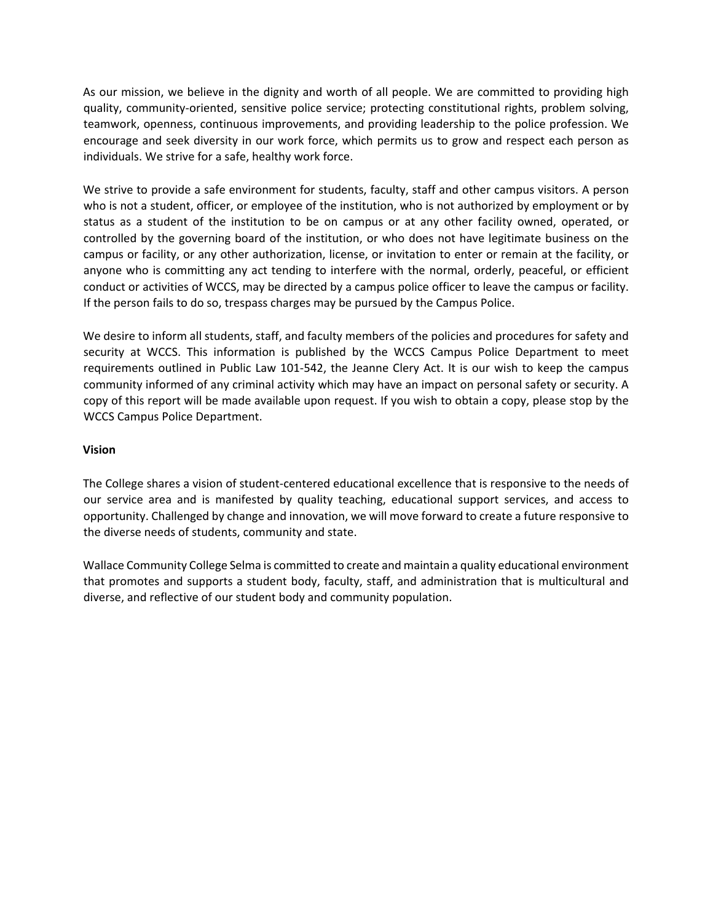As our mission, we believe in the dignity and worth of all people. We are committed to providing high quality, community-oriented, sensitive police service; protecting constitutional rights, problem solving, teamwork, openness, continuous improvements, and providing leadership to the police profession. We encourage and seek diversity in our work force, which permits us to grow and respect each person as individuals. We strive for a safe, healthy work force.

We strive to provide a safe environment for students, faculty, staff and other campus visitors. A person who is not a student, officer, or employee of the institution, who is not authorized by employment or by status as a student of the institution to be on campus or at any other facility owned, operated, or controlled by the governing board of the institution, or who does not have legitimate business on the campus or facility, or any other authorization, license, or invitation to enter or remain at the facility, or anyone who is committing any act tending to interfere with the normal, orderly, peaceful, or efficient conduct or activities of WCCS, may be directed by a campus police officer to leave the campus or facility. If the person fails to do so, trespass charges may be pursued by the Campus Police.

We desire to inform all students, staff, and faculty members of the policies and procedures for safety and security at WCCS. This information is published by the WCCS Campus Police Department to meet requirements outlined in Public Law 101-542, the Jeanne Clery Act. It is our wish to keep the campus community informed of any criminal activity which may have an impact on personal safety or security. A copy of this report will be made available upon request. If you wish to obtain a copy, please stop by the WCCS Campus Police Department.

**Vision**

The College shares a vision of student-centered educational excellence that is responsive to the needs of our service area and is manifested by quality teaching, educational support services, and access to opportunity. Challenged by change and innovation, we will move forward to create a future responsive to the diverse needs of students, community and state.

Wallace Community College Selma is committed to create and maintain a quality educational environment that promotes and supports a student body, faculty, staff, and administration that is multicultural and diverse, and reflective of our student body and community population.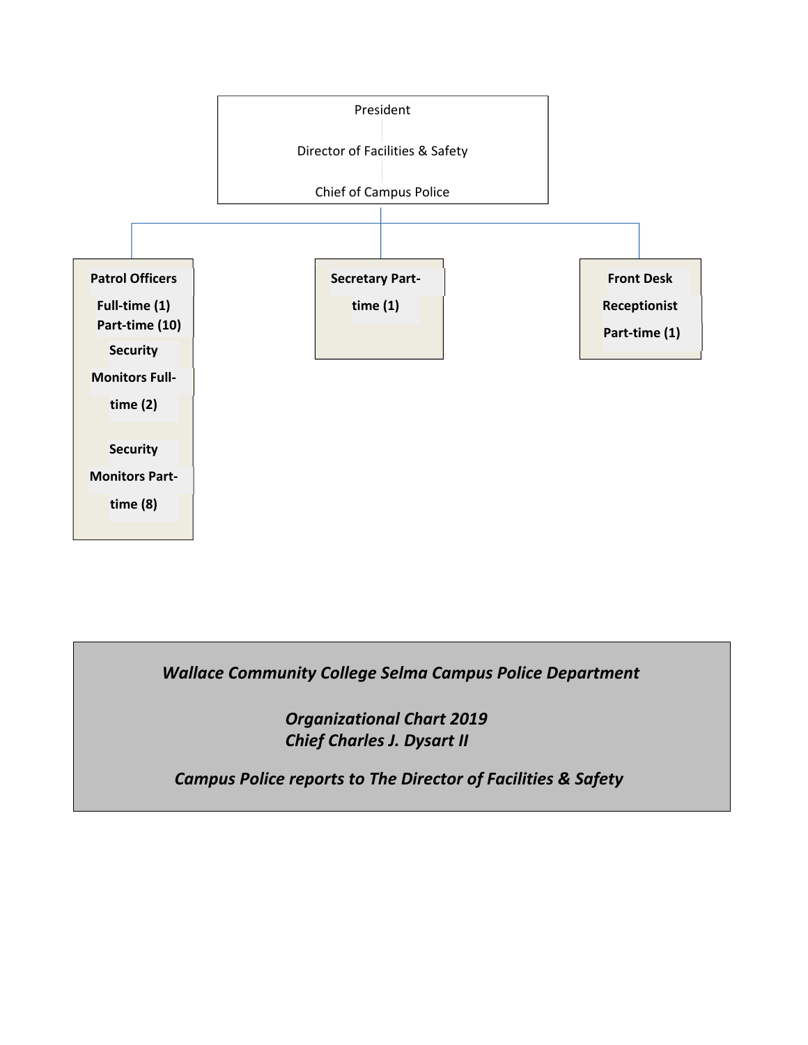President

Director of Facilities & Safety

Chief of Campus Police

**Patrol Officers**

**Full-time (1)**
**Part-time (10)**

**Security Monitors Full-time (2)**

**Security Monitors Part-time (8)**

**Secretary Part-time (1)**

**Front Desk Receptionist Part-time (1)**

***Wallace Community College Selma Campus Police Department***

***Organizational Chart 2019***
***Chief Charles J. Dysart II***

***Campus Police reports to The Director of Facilities & Safety***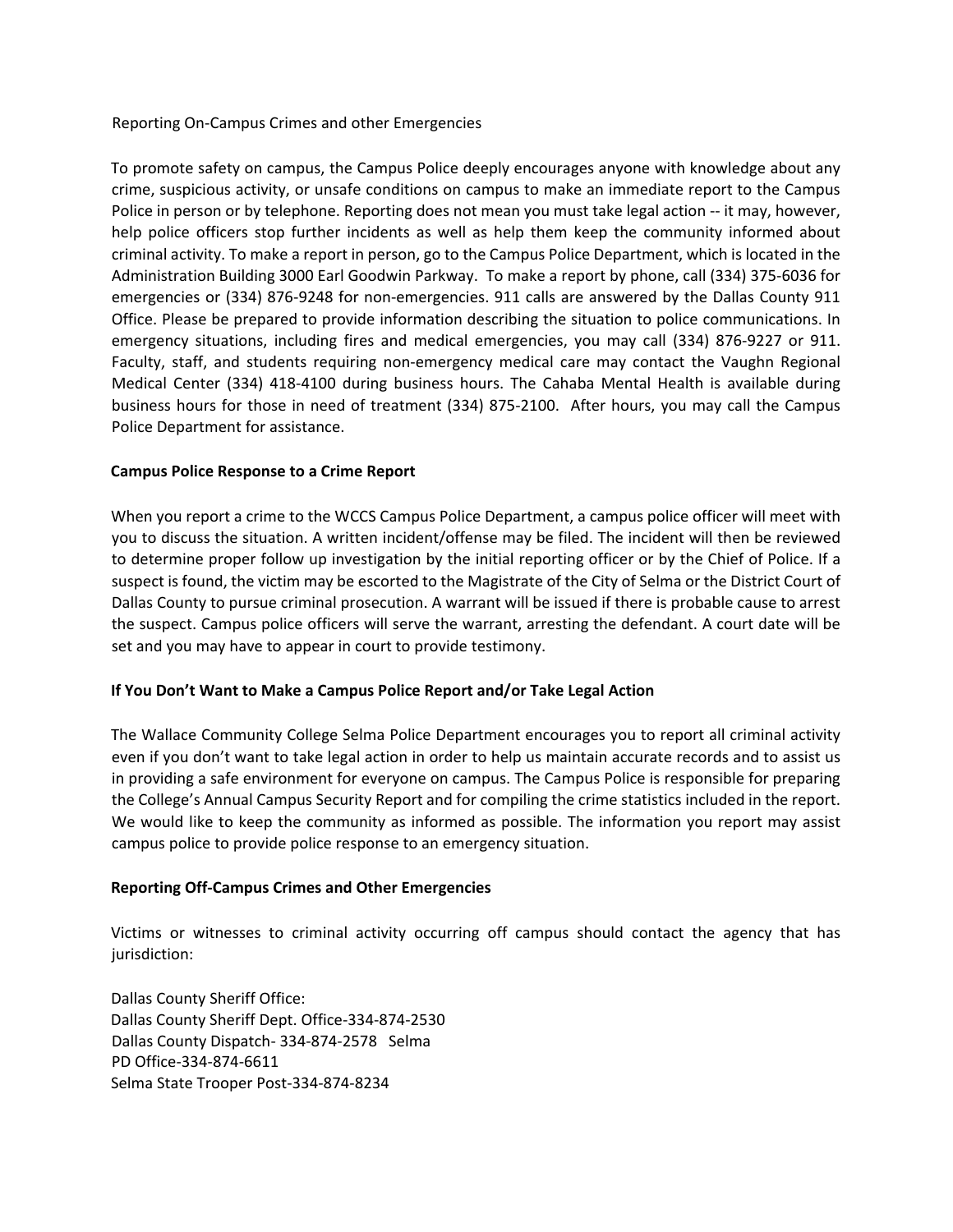Reporting On-Campus Crimes and other Emergencies

To promote safety on campus, the Campus Police deeply encourages anyone with knowledge about any crime, suspicious activity, or unsafe conditions on campus to make an immediate report to the Campus Police in person or by telephone. Reporting does not mean you must take legal action -- it may, however, help police officers stop further incidents as well as help them keep the community informed about criminal activity. To make a report in person, go to the Campus Police Department, which is located in the Administration Building 3000 Earl Goodwin Parkway. To make a report by phone, call (334) 375-6036 for emergencies or (334) 876-9248 for non-emergencies. 911 calls are answered by the Dallas County 911 Office. Please be prepared to provide information describing the situation to police communications. In emergency situations, including fires and medical emergencies, you may call (334) 876-9227 or 911. Faculty, staff, and students requiring non-emergency medical care may contact the Vaughn Regional Medical Center (334) 418-4100 during business hours. The Cahaba Mental Health is available during business hours for those in need of treatment (334) 875-2100. After hours, you may call the Campus Police Department for assistance.

**Campus Police Response to a Crime Report**

When you report a crime to the WCCS Campus Police Department, a campus police officer will meet with you to discuss the situation. A written incident/offense may be filed. The incident will then be reviewed to determine proper follow up investigation by the initial reporting officer or by the Chief of Police. If a suspect is found, the victim may be escorted to the Magistrate of the City of Selma or the District Court of Dallas County to pursue criminal prosecution. A warrant will be issued if there is probable cause to arrest the suspect. Campus police officers will serve the warrant, arresting the defendant. A court date will be set and you may have to appear in court to provide testimony.

**If You Don't Want to Make a Campus Police Report and/or Take Legal Action**

The Wallace Community College Selma Police Department encourages you to report all criminal activity even if you don't want to take legal action in order to help us maintain accurate records and to assist us in providing a safe environment for everyone on campus. The Campus Police is responsible for preparing the College's Annual Campus Security Report and for compiling the crime statistics included in the report. We would like to keep the community as informed as possible. The information you report may assist campus police to provide police response to an emergency situation.

**Reporting Off-Campus Crimes and Other Emergencies**

Victims or witnesses to criminal activity occurring off campus should contact the agency that has jurisdiction:

Dallas County Sheriff Office:
Dallas County Sheriff Dept. Office-334-874-2530
Dallas County Dispatch- 334-874-2578
Selma PD Office-334-874-6611
Selma State Trooper Post-334-874-8234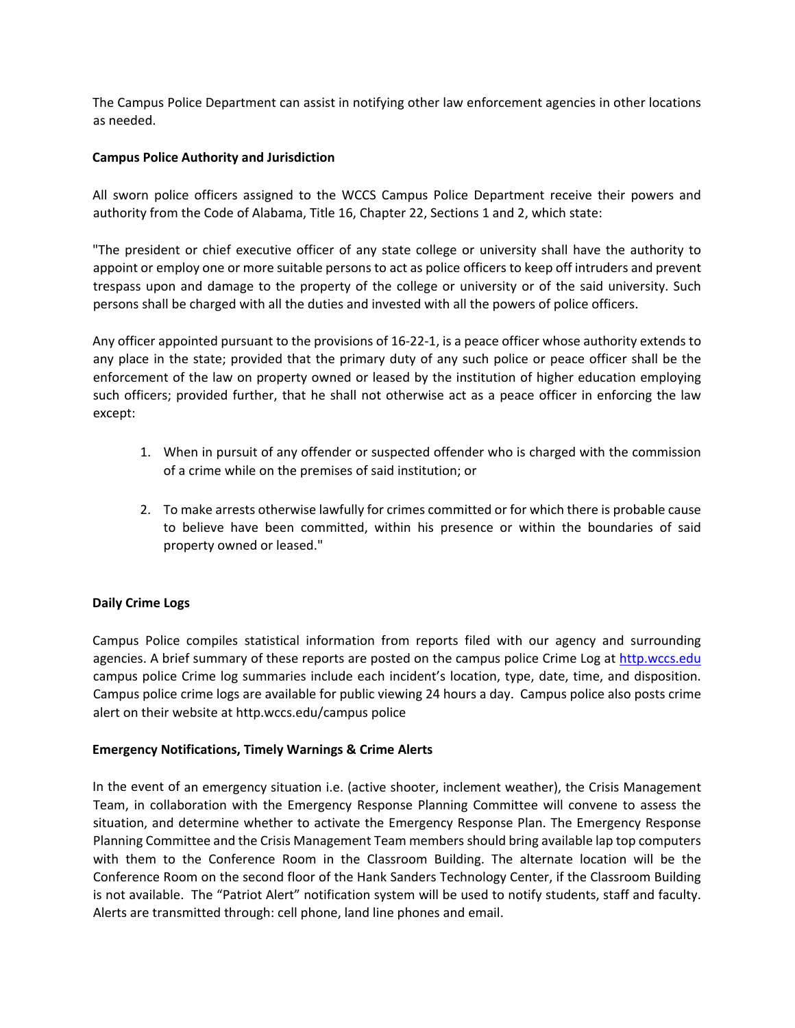The Campus Police Department can assist in notifying other law enforcement agencies in other locations as needed.

**Campus Police Authority and Jurisdiction**

All sworn police officers assigned to the WCCS Campus Police Department receive their powers and authority from the Code of Alabama, Title 16, Chapter 22, Sections 1 and 2, which state:

"The president or chief executive officer of any state college or university shall have the authority to appoint or employ one or more suitable persons to act as police officers to keep off intruders and prevent trespass upon and damage to the property of the college or university or of the said university. Such persons shall be charged with all the duties and invested with all the powers of police officers.

Any officer appointed pursuant to the provisions of 16-22-1, is a peace officer whose authority extends to any place in the state; provided that the primary duty of any such police or peace officer shall be the enforcement of the law on property owned or leased by the institution of higher education employing such officers; provided further, that he shall not otherwise act as a peace officer in enforcing the law except:

1. When in pursuit of any offender or suspected offender who is charged with the commission of a crime while on the premises of said institution; or

2. To make arrests otherwise lawfully for crimes committed or for which there is probable cause to believe have been committed, within his presence or within the boundaries of said property owned or leased."

**Daily Crime Logs**

Campus Police compiles statistical information from reports filed with our agency and surrounding agencies. A brief summary of these reports are posted on the campus police Crime Log at http.wccs.edu campus police Crime log summaries include each incident's location, type, date, time, and disposition. Campus police crime logs are available for public viewing 24 hours a day. Campus police also posts crime alert on their website at http.wccs.edu/campus police

**Emergency Notifications, Timely Warnings & Crime Alerts**

In the event of an emergency situation i.e. (active shooter, inclement weather), the Crisis Management Team, in collaboration with the Emergency Response Planning Committee will convene to assess the situation, and determine whether to activate the Emergency Response Plan. The Emergency Response Planning Committee and the Crisis Management Team members should bring available lap top computers with them to the Conference Room in the Classroom Building. The alternate location will be the Conference Room on the second floor of the Hank Sanders Technology Center, if the Classroom Building is not available. The "Patriot Alert" notification system will be used to notify students, staff and faculty. Alerts are transmitted through: cell phone, land line phones and email.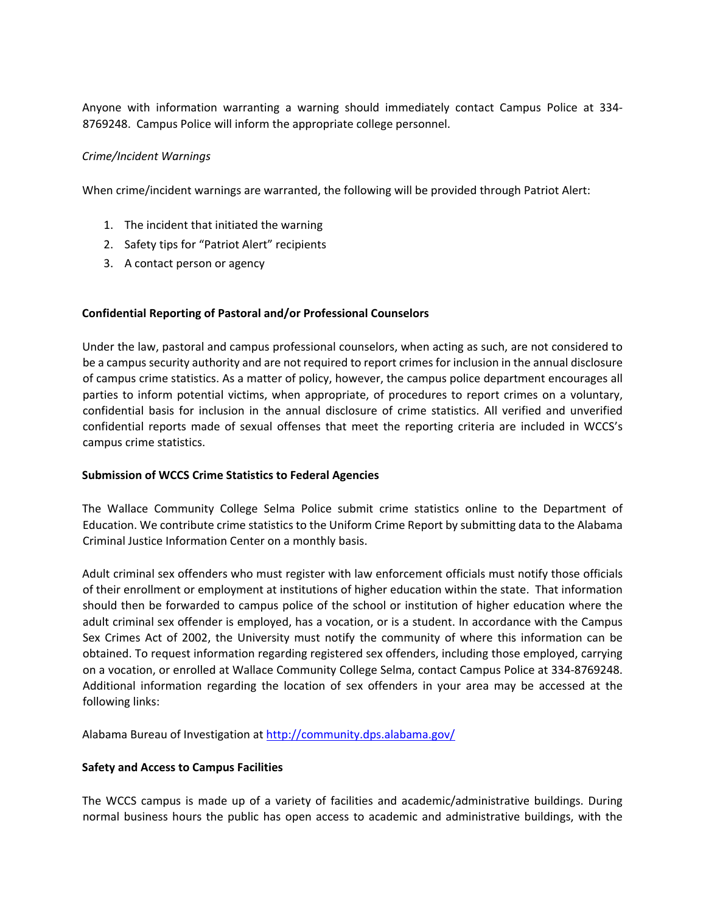Anyone with information warranting a warning should immediately contact Campus Police at 334-8769248. Campus Police will inform the appropriate college personnel.

*Crime/Incident Warnings*

When crime/incident warnings are warranted, the following will be provided through Patriot Alert:

1. The incident that initiated the warning
2. Safety tips for "Patriot Alert" recipients
3. A contact person or agency

**Confidential Reporting of Pastoral and/or Professional Counselors**

Under the law, pastoral and campus professional counselors, when acting as such, are not considered to be a campus security authority and are not required to report crimes for inclusion in the annual disclosure of campus crime statistics. As a matter of policy, however, the campus police department encourages all parties to inform potential victims, when appropriate, of procedures to report crimes on a voluntary, confidential basis for inclusion in the annual disclosure of crime statistics. All verified and unverified confidential reports made of sexual offenses that meet the reporting criteria are included in WCCS's campus crime statistics.

**Submission of WCCS Crime Statistics to Federal Agencies**

The Wallace Community College Selma Police submit crime statistics online to the Department of Education. We contribute crime statistics to the Uniform Crime Report by submitting data to the Alabama Criminal Justice Information Center on a monthly basis.

Adult criminal sex offenders who must register with law enforcement officials must notify those officials of their enrollment or employment at institutions of higher education within the state. That information should then be forwarded to campus police of the school or institution of higher education where the adult criminal sex offender is employed, has a vocation, or is a student. In accordance with the Campus Sex Crimes Act of 2002, the University must notify the community of where this information can be obtained. To request information regarding registered sex offenders, including those employed, carrying on a vocation, or enrolled at Wallace Community College Selma, contact Campus Police at 334-8769248. Additional information regarding the location of sex offenders in your area may be accessed at the following links:

Alabama Bureau of Investigation at http://community.dps.alabama.gov/

**Safety and Access to Campus Facilities**

The WCCS campus is made up of a variety of facilities and academic/administrative buildings. During normal business hours the public has open access to academic and administrative buildings, with the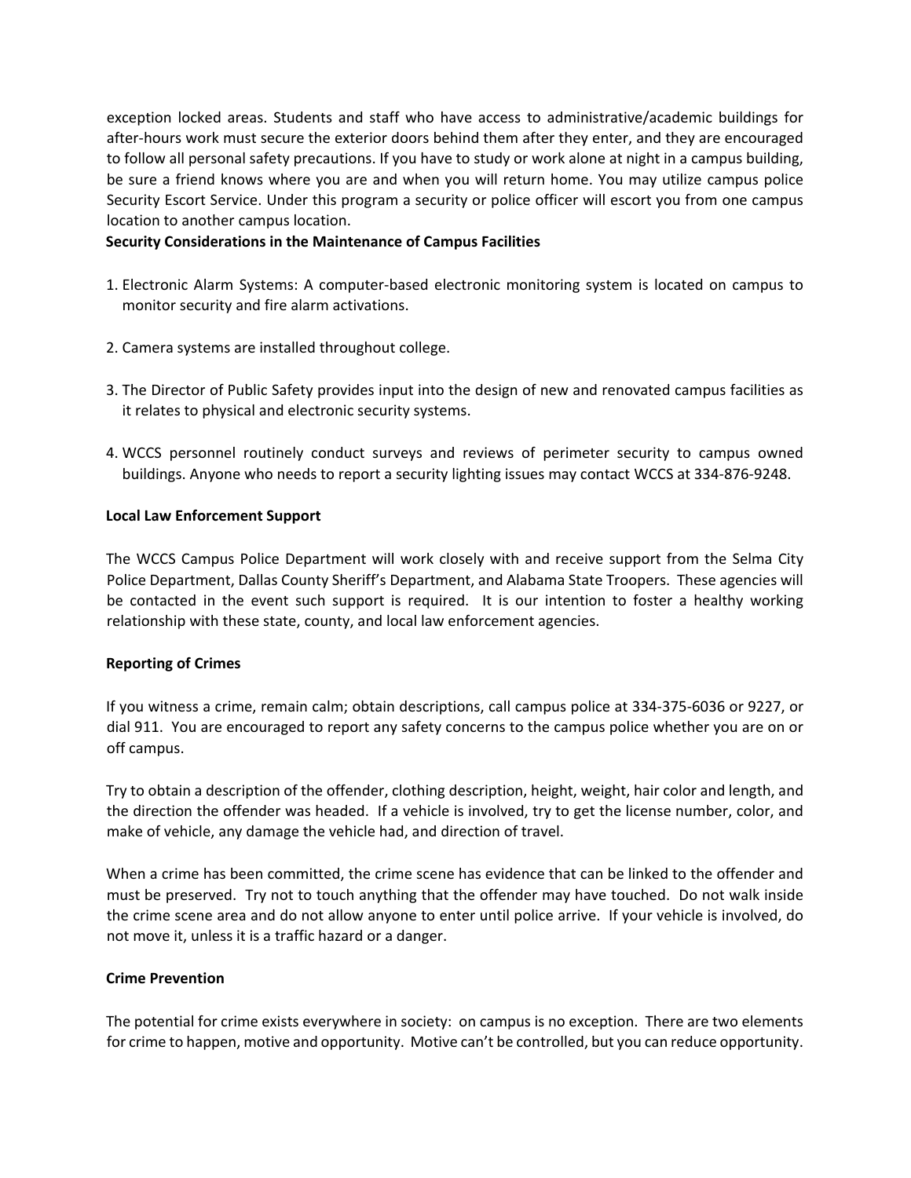exception locked areas. Students and staff who have access to administrative/academic buildings for after-hours work must secure the exterior doors behind them after they enter, and they are encouraged to follow all personal safety precautions. If you have to study or work alone at night in a campus building, be sure a friend knows where you are and when you will return home. You may utilize campus police Security Escort Service. Under this program a security or police officer will escort you from one campus location to another campus location.

**Security Considerations in the Maintenance of Campus Facilities**

1. Electronic Alarm Systems: A computer-based electronic monitoring system is located on campus to monitor security and fire alarm activations.

2. Camera systems are installed throughout college.

3. The Director of Public Safety provides input into the design of new and renovated campus facilities as it relates to physical and electronic security systems.

4. WCCS personnel routinely conduct surveys and reviews of perimeter security to campus owned buildings. Anyone who needs to report a security lighting issues may contact WCCS at 334-876-9248.

**Local Law Enforcement Support**

The WCCS Campus Police Department will work closely with and receive support from the Selma City Police Department, Dallas County Sheriff's Department, and Alabama State Troopers. These agencies will be contacted in the event such support is required. It is our intention to foster a healthy working relationship with these state, county, and local law enforcement agencies.

**Reporting of Crimes**

If you witness a crime, remain calm; obtain descriptions, call campus police at 334-375-6036 or 9227, or dial 911. You are encouraged to report any safety concerns to the campus police whether you are on or off campus.

Try to obtain a description of the offender, clothing description, height, weight, hair color and length, and the direction the offender was headed. If a vehicle is involved, try to get the license number, color, and make of vehicle, any damage the vehicle had, and direction of travel.

When a crime has been committed, the crime scene has evidence that can be linked to the offender and must be preserved. Try not to touch anything that the offender may have touched. Do not walk inside the crime scene area and do not allow anyone to enter until police arrive. If your vehicle is involved, do not move it, unless it is a traffic hazard or a danger.

**Crime Prevention**

The potential for crime exists everywhere in society: on campus is no exception. There are two elements for crime to happen, motive and opportunity. Motive can't be controlled, but you can reduce opportunity.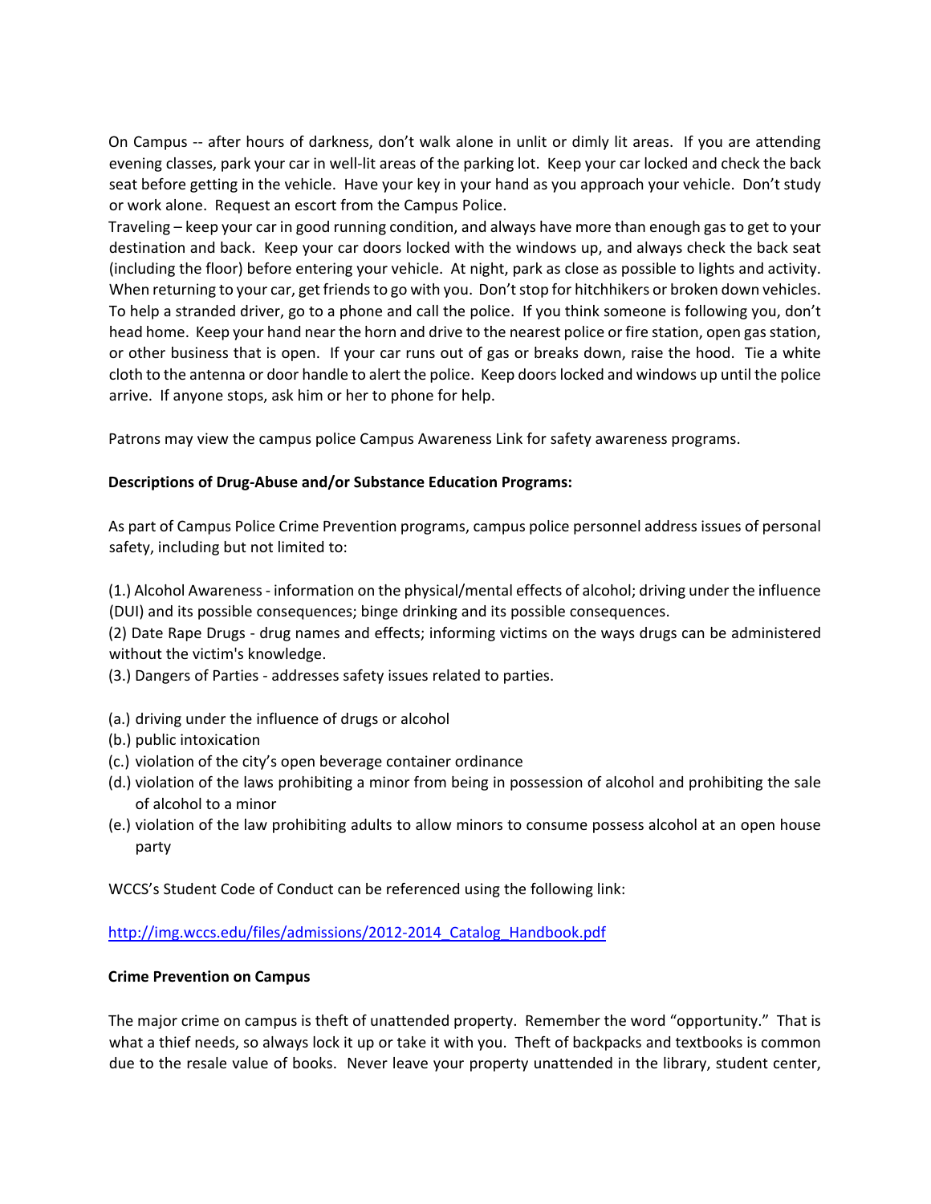On Campus -- after hours of darkness, don't walk alone in unlit or dimly lit areas. If you are attending evening classes, park your car in well-lit areas of the parking lot. Keep your car locked and check the back seat before getting in the vehicle. Have your key in your hand as you approach your vehicle. Don't study or work alone. Request an escort from the Campus Police.

Traveling – keep your car in good running condition, and always have more than enough gas to get to your destination and back. Keep your car doors locked with the windows up, and always check the back seat (including the floor) before entering your vehicle. At night, park as close as possible to lights and activity. When returning to your car, get friends to go with you. Don't stop for hitchhikers or broken down vehicles. To help a stranded driver, go to a phone and call the police. If you think someone is following you, don't head home. Keep your hand near the horn and drive to the nearest police or fire station, open gas station, or other business that is open. If your car runs out of gas or breaks down, raise the hood. Tie a white cloth to the antenna or door handle to alert the police. Keep doors locked and windows up until the police arrive. If anyone stops, ask him or her to phone for help.

Patrons may view the campus police Campus Awareness Link for safety awareness programs.

**Descriptions of Drug-Abuse and/or Substance Education Programs:**

As part of Campus Police Crime Prevention programs, campus police personnel address issues of personal safety, including but not limited to:

(1.) Alcohol Awareness - information on the physical/mental effects of alcohol; driving under the influence (DUI) and its possible consequences; binge drinking and its possible consequences.
(2) Date Rape Drugs - drug names and effects; informing victims on the ways drugs can be administered without the victim's knowledge.
(3.) Dangers of Parties - addresses safety issues related to parties.

(a.) driving under the influence of drugs or alcohol
(b.) public intoxication
(c.) violation of the city's open beverage container ordinance
(d.) violation of the laws prohibiting a minor from being in possession of alcohol and prohibiting the sale of alcohol to a minor
(e.) violation of the law prohibiting adults to allow minors to consume possess alcohol at an open house party

WCCS's Student Code of Conduct can be referenced using the following link:

[http://img.wccs.edu/files/admissions/2012-2014_Catalog_Handbook.pdf](http://img.wccs.edu/files/admissions/2012-2014_Catalog_Handbook.pdf)

**Crime Prevention on Campus**

The major crime on campus is theft of unattended property. Remember the word "opportunity." That is what a thief needs, so always lock it up or take it with you. Theft of backpacks and textbooks is common due to the resale value of books. Never leave your property unattended in the library, student center,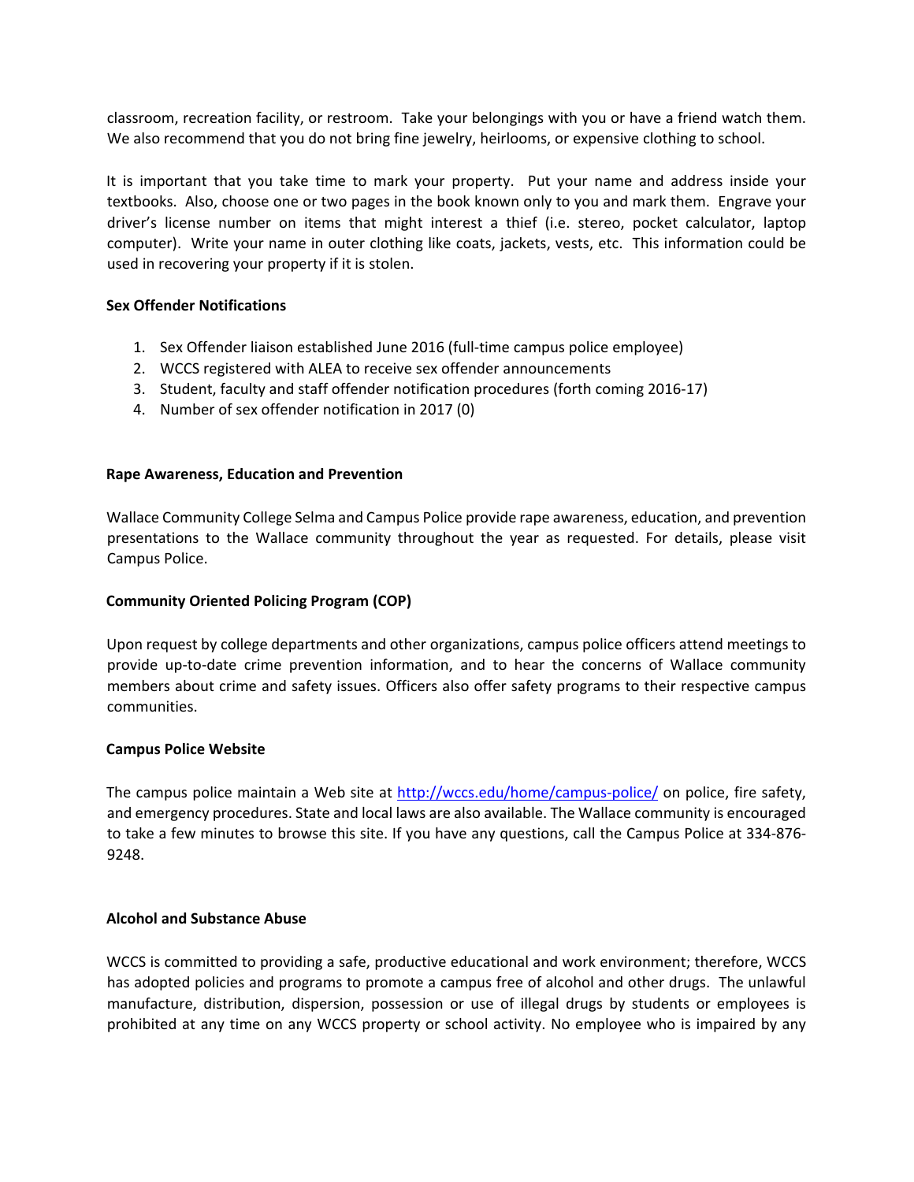classroom, recreation facility, or restroom. Take your belongings with you or have a friend watch them. We also recommend that you do not bring fine jewelry, heirlooms, or expensive clothing to school.

It is important that you take time to mark your property. Put your name and address inside your textbooks. Also, choose one or two pages in the book known only to you and mark them. Engrave your driver's license number on items that might interest a thief (i.e. stereo, pocket calculator, laptop computer). Write your name in outer clothing like coats, jackets, vests, etc. This information could be used in recovering your property if it is stolen.

**Sex Offender Notifications**

1. Sex Offender liaison established June 2016 (full-time campus police employee)
2. WCCS registered with ALEA to receive sex offender announcements
3. Student, faculty and staff offender notification procedures (forth coming 2016-17)
4. Number of sex offender notification in 2017 (0)

**Rape Awareness, Education and Prevention**

Wallace Community College Selma and Campus Police provide rape awareness, education, and prevention presentations to the Wallace community throughout the year as requested. For details, please visit Campus Police.

**Community Oriented Policing Program (COP)**

Upon request by college departments and other organizations, campus police officers attend meetings to provide up-to-date crime prevention information, and to hear the concerns of Wallace community members about crime and safety issues. Officers also offer safety programs to their respective campus communities.

**Campus Police Website**

The campus police maintain a Web site at http://wccs.edu/home/campus-police/ on police, fire safety, and emergency procedures. State and local laws are also available. The Wallace community is encouraged to take a few minutes to browse this site. If you have any questions, call the Campus Police at 334-876-9248.

**Alcohol and Substance Abuse**

WCCS is committed to providing a safe, productive educational and work environment; therefore, WCCS has adopted policies and programs to promote a campus free of alcohol and other drugs. The unlawful manufacture, distribution, dispersion, possession or use of illegal drugs by students or employees is prohibited at any time on any WCCS property or school activity. No employee who is impaired by any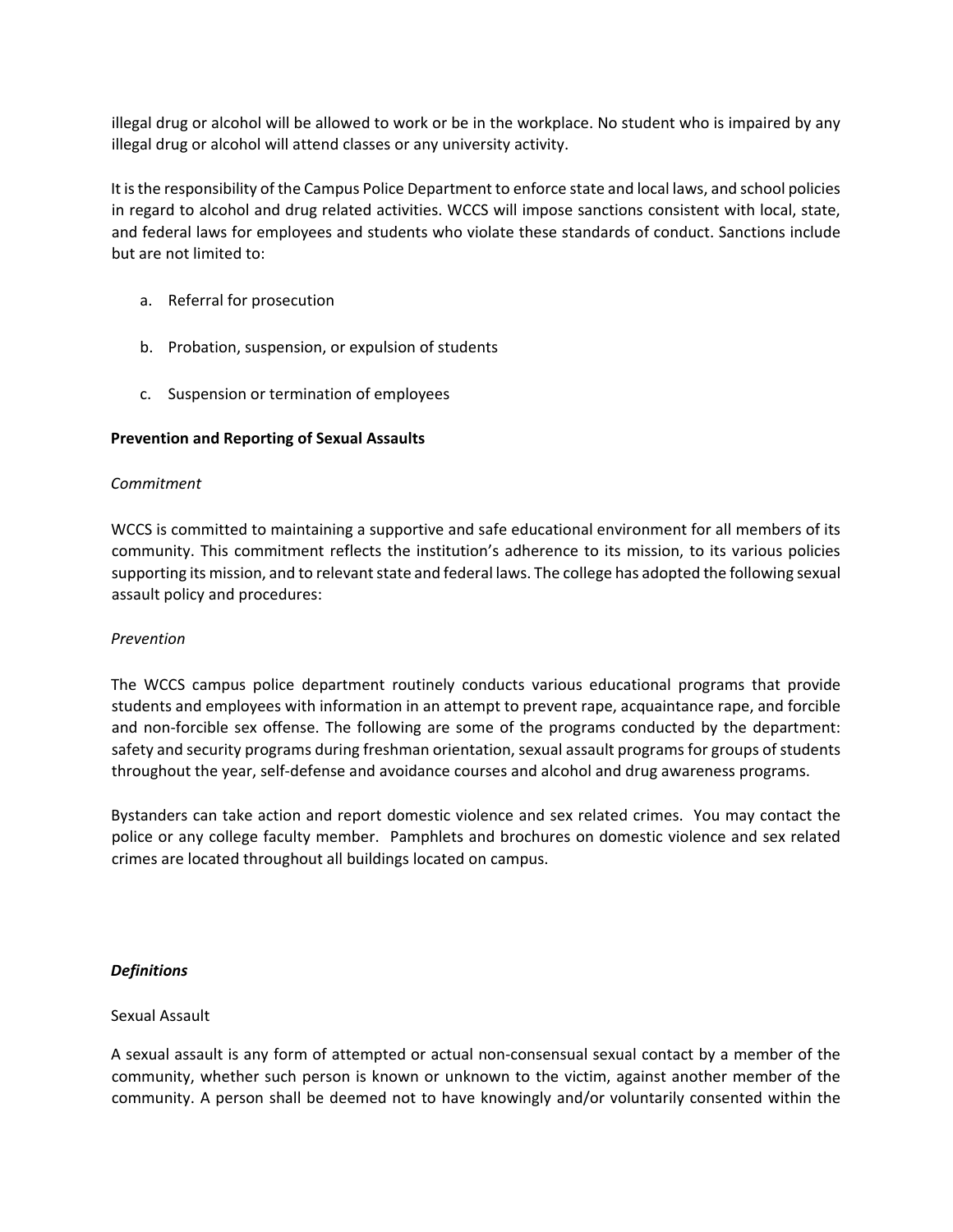illegal drug or alcohol will be allowed to work or be in the workplace. No student who is impaired by any illegal drug or alcohol will attend classes or any university activity.

It is the responsibility of the Campus Police Department to enforce state and local laws, and school policies in regard to alcohol and drug related activities. WCCS will impose sanctions consistent with local, state, and federal laws for employees and students who violate these standards of conduct. Sanctions include but are not limited to:

a. Referral for prosecution

b. Probation, suspension, or expulsion of students

c. Suspension or termination of employees

**Prevention and Reporting of Sexual Assaults**

*Commitment*

WCCS is committed to maintaining a supportive and safe educational environment for all members of its community. This commitment reflects the institution's adherence to its mission, to its various policies supporting its mission, and to relevant state and federal laws. The college has adopted the following sexual assault policy and procedures:

*Prevention*

The WCCS campus police department routinely conducts various educational programs that provide students and employees with information in an attempt to prevent rape, acquaintance rape, and forcible and non-forcible sex offense. The following are some of the programs conducted by the department: safety and security programs during freshman orientation, sexual assault programs for groups of students throughout the year, self-defense and avoidance courses and alcohol and drug awareness programs.

Bystanders can take action and report domestic violence and sex related crimes. You may contact the police or any college faculty member. Pamphlets and brochures on domestic violence and sex related crimes are located throughout all buildings located on campus.

***Definitions***

Sexual Assault

A sexual assault is any form of attempted or actual non-consensual sexual contact by a member of the community, whether such person is known or unknown to the victim, against another member of the community. A person shall be deemed not to have knowingly and/or voluntarily consented within the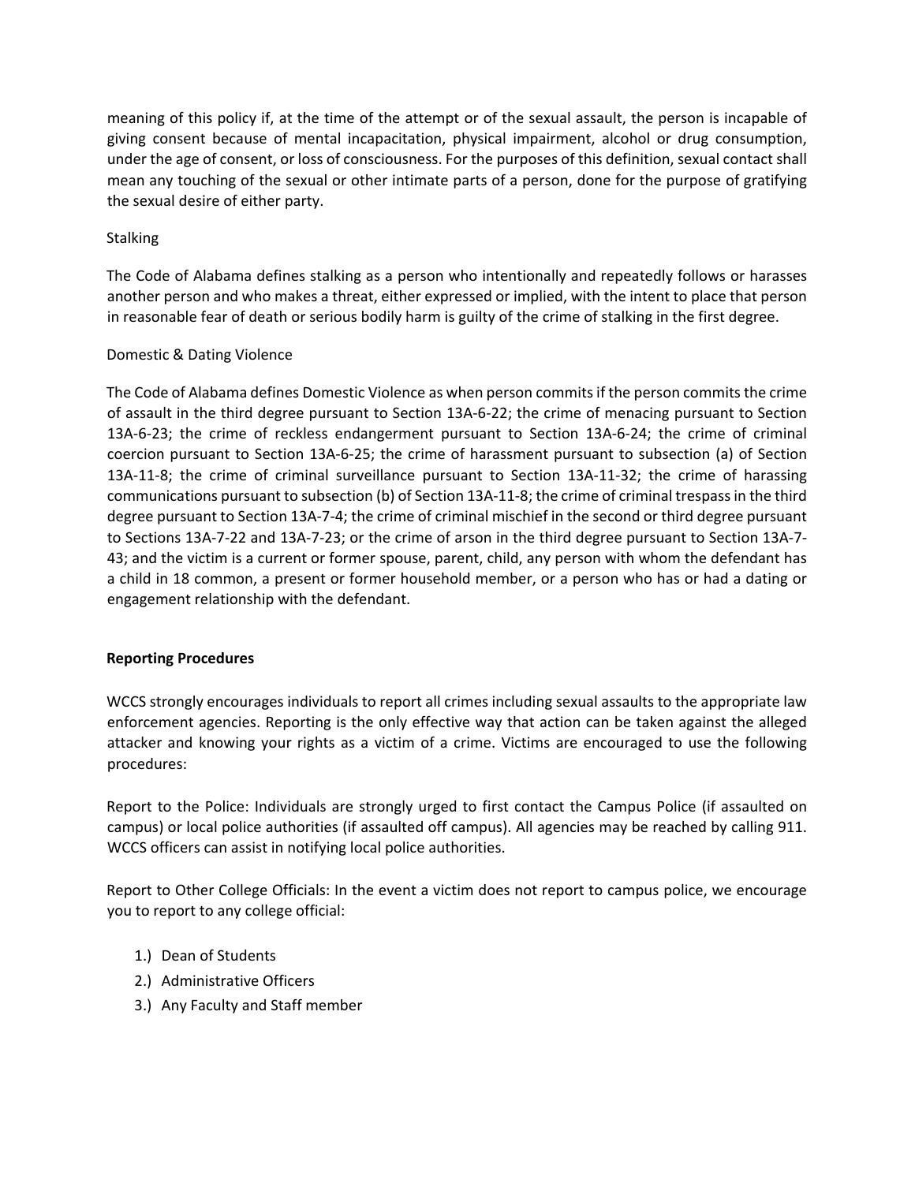meaning of this policy if, at the time of the attempt or of the sexual assault, the person is incapable of giving consent because of mental incapacitation, physical impairment, alcohol or drug consumption, under the age of consent, or loss of consciousness. For the purposes of this definition, sexual contact shall mean any touching of the sexual or other intimate parts of a person, done for the purpose of gratifying the sexual desire of either party.

Stalking

The Code of Alabama defines stalking as a person who intentionally and repeatedly follows or harasses another person and who makes a threat, either expressed or implied, with the intent to place that person in reasonable fear of death or serious bodily harm is guilty of the crime of stalking in the first degree.

Domestic & Dating Violence

The Code of Alabama defines Domestic Violence as when person commits if the person commits the crime of assault in the third degree pursuant to Section 13A-6-22; the crime of menacing pursuant to Section 13A-6-23; the crime of reckless endangerment pursuant to Section 13A-6-24; the crime of criminal coercion pursuant to Section 13A-6-25; the crime of harassment pursuant to subsection (a) of Section 13A-11-8; the crime of criminal surveillance pursuant to Section 13A-11-32; the crime of harassing communications pursuant to subsection (b) of Section 13A-11-8; the crime of criminal trespass in the third degree pursuant to Section 13A-7-4; the crime of criminal mischief in the second or third degree pursuant to Sections 13A-7-22 and 13A-7-23; or the crime of arson in the third degree pursuant to Section 13A-7-43; and the victim is a current or former spouse, parent, child, any person with whom the defendant has a child in 18 common, a present or former household member, or a person who has or had a dating or engagement relationship with the defendant.

**Reporting Procedures**

WCCS strongly encourages individuals to report all crimes including sexual assaults to the appropriate law enforcement agencies. Reporting is the only effective way that action can be taken against the alleged attacker and knowing your rights as a victim of a crime. Victims are encouraged to use the following procedures:

Report to the Police: Individuals are strongly urged to first contact the Campus Police (if assaulted on campus) or local police authorities (if assaulted off campus). All agencies may be reached by calling 911. WCCS officers can assist in notifying local police authorities.

Report to Other College Officials: In the event a victim does not report to campus police, we encourage you to report to any college official:

1.) Dean of Students
2.) Administrative Officers
3.) Any Faculty and Staff member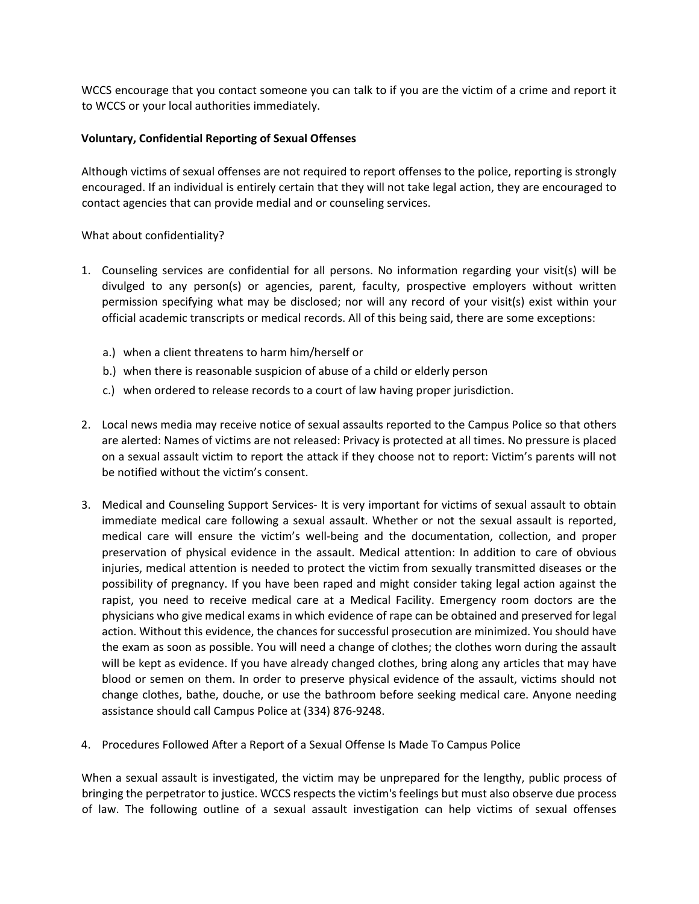WCCS encourage that you contact someone you can talk to if you are the victim of a crime and report it to WCCS or your local authorities immediately.

**Voluntary, Confidential Reporting of Sexual Offenses**

Although victims of sexual offenses are not required to report offenses to the police, reporting is strongly encouraged. If an individual is entirely certain that they will not take legal action, they are encouraged to contact agencies that can provide medial and or counseling services.

What about confidentiality?

1. Counseling services are confidential for all persons. No information regarding your visit(s) will be divulged to any person(s) or agencies, parent, faculty, prospective employers without written permission specifying what may be disclosed; nor will any record of your visit(s) exist within your official academic transcripts or medical records. All of this being said, there are some exceptions:

   a.) when a client threatens to harm him/herself or
   b.) when there is reasonable suspicion of abuse of a child or elderly person
   c.) when ordered to release records to a court of law having proper jurisdiction.

2. Local news media may receive notice of sexual assaults reported to the Campus Police so that others are alerted: Names of victims are not released: Privacy is protected at all times. No pressure is placed on a sexual assault victim to report the attack if they choose not to report: Victim's parents will not be notified without the victim's consent.

3. Medical and Counseling Support Services- It is very important for victims of sexual assault to obtain immediate medical care following a sexual assault. Whether or not the sexual assault is reported, medical care will ensure the victim's well-being and the documentation, collection, and proper preservation of physical evidence in the assault. Medical attention: In addition to care of obvious injuries, medical attention is needed to protect the victim from sexually transmitted diseases or the possibility of pregnancy. If you have been raped and might consider taking legal action against the rapist, you need to receive medical care at a Medical Facility. Emergency room doctors are the physicians who give medical exams in which evidence of rape can be obtained and preserved for legal action. Without this evidence, the chances for successful prosecution are minimized. You should have the exam as soon as possible. You will need a change of clothes; the clothes worn during the assault will be kept as evidence. If you have already changed clothes, bring along any articles that may have blood or semen on them. In order to preserve physical evidence of the assault, victims should not change clothes, bathe, douche, or use the bathroom before seeking medical care. Anyone needing assistance should call Campus Police at (334) 876-9248.

4. Procedures Followed After a Report of a Sexual Offense Is Made To Campus Police

When a sexual assault is investigated, the victim may be unprepared for the lengthy, public process of bringing the perpetrator to justice. WCCS respects the victim's feelings but must also observe due process of law. The following outline of a sexual assault investigation can help victims of sexual offenses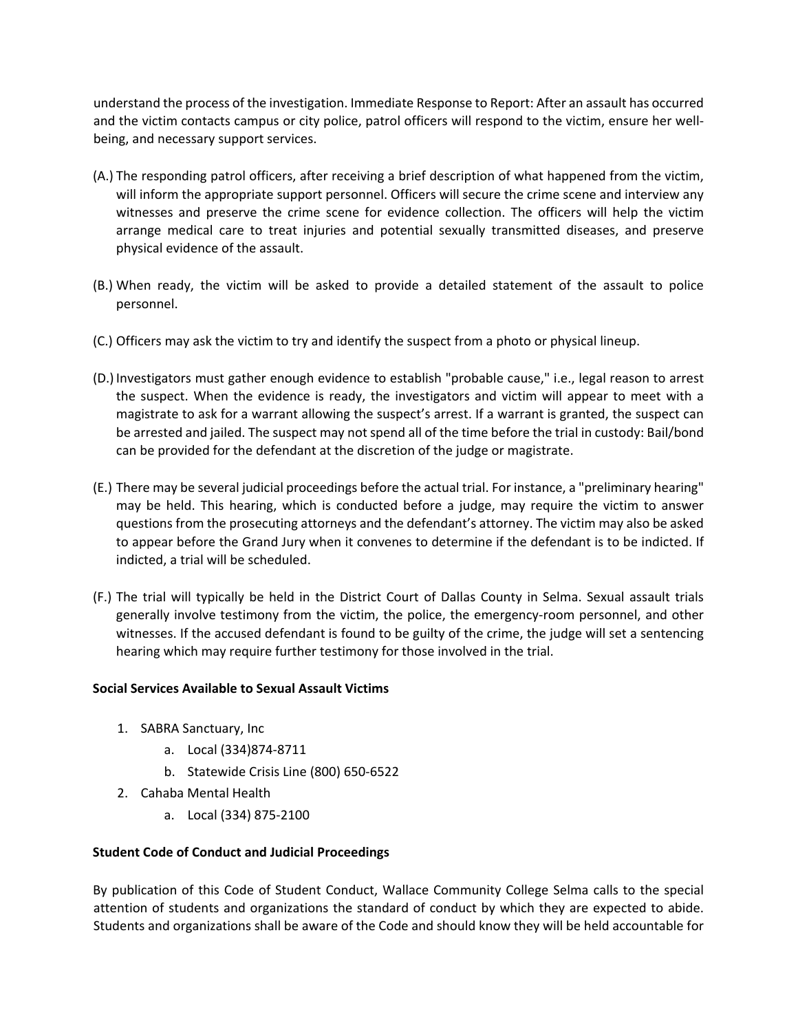understand the process of the investigation. Immediate Response to Report: After an assault has occurred and the victim contacts campus or city police, patrol officers will respond to the victim, ensure her well-being, and necessary support services.

(A.) The responding patrol officers, after receiving a brief description of what happened from the victim, will inform the appropriate support personnel. Officers will secure the crime scene and interview any witnesses and preserve the crime scene for evidence collection. The officers will help the victim arrange medical care to treat injuries and potential sexually transmitted diseases, and preserve physical evidence of the assault.

(B.) When ready, the victim will be asked to provide a detailed statement of the assault to police personnel.

(C.) Officers may ask the victim to try and identify the suspect from a photo or physical lineup.

(D.) Investigators must gather enough evidence to establish "probable cause," i.e., legal reason to arrest the suspect. When the evidence is ready, the investigators and victim will appear to meet with a magistrate to ask for a warrant allowing the suspect's arrest. If a warrant is granted, the suspect can be arrested and jailed. The suspect may not spend all of the time before the trial in custody: Bail/bond can be provided for the defendant at the discretion of the judge or magistrate.

(E.) There may be several judicial proceedings before the actual trial. For instance, a "preliminary hearing" may be held. This hearing, which is conducted before a judge, may require the victim to answer questions from the prosecuting attorneys and the defendant's attorney. The victim may also be asked to appear before the Grand Jury when it convenes to determine if the defendant is to be indicted. If indicted, a trial will be scheduled.

(F.) The trial will typically be held in the District Court of Dallas County in Selma. Sexual assault trials generally involve testimony from the victim, the police, the emergency-room personnel, and other witnesses. If the accused defendant is found to be guilty of the crime, the judge will set a sentencing hearing which may require further testimony for those involved in the trial.

**Social Services Available to Sexual Assault Victims**

1. SABRA Sanctuary, Inc
   a. Local (334)874-8711
   b. Statewide Crisis Line (800) 650-6522
2. Cahaba Mental Health
   a. Local (334) 875-2100

**Student Code of Conduct and Judicial Proceedings**

By publication of this Code of Student Conduct, Wallace Community College Selma calls to the special attention of students and organizations the standard of conduct by which they are expected to abide. Students and organizations shall be aware of the Code and should know they will be held accountable for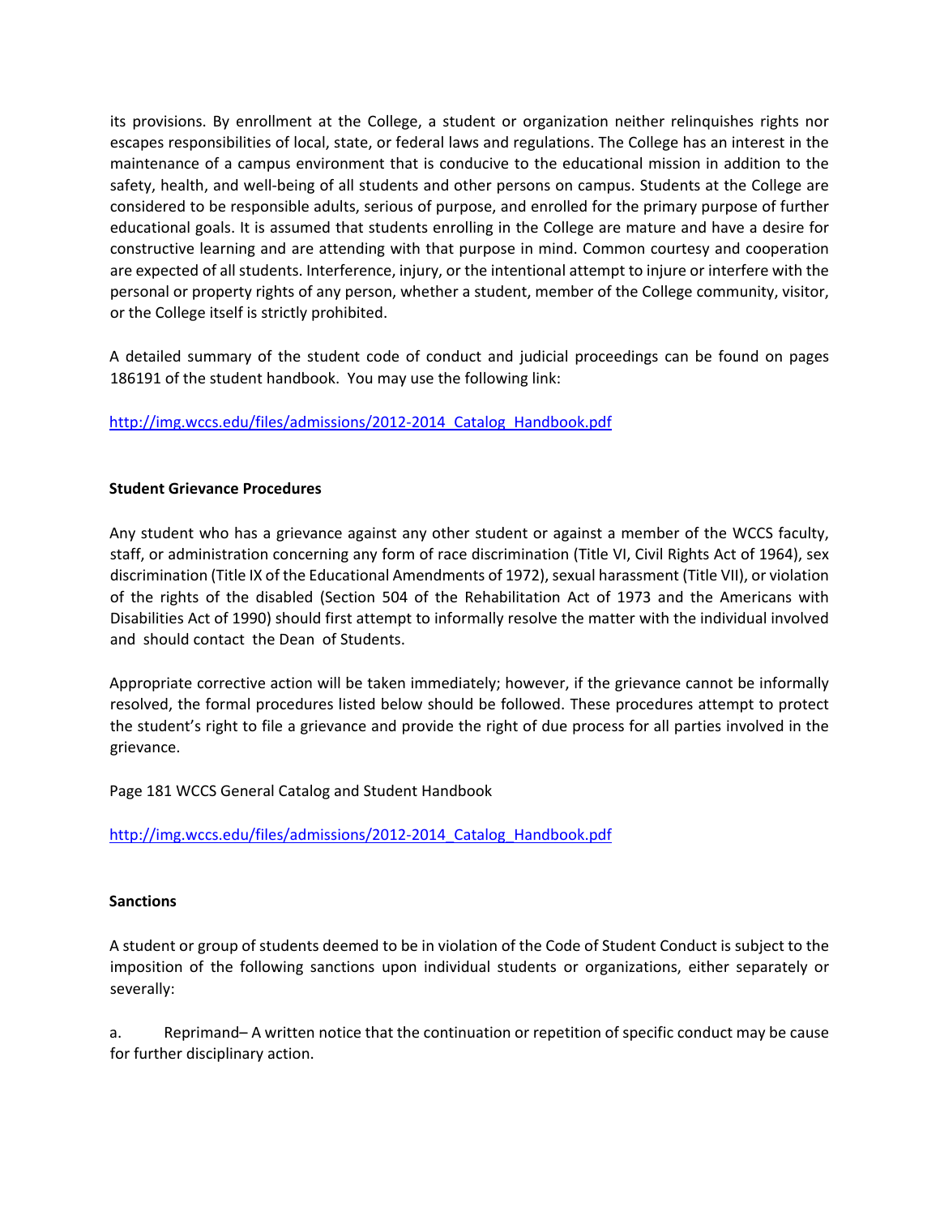its provisions. By enrollment at the College, a student or organization neither relinquishes rights nor escapes responsibilities of local, state, or federal laws and regulations. The College has an interest in the maintenance of a campus environment that is conducive to the educational mission in addition to the safety, health, and well-being of all students and other persons on campus. Students at the College are considered to be responsible adults, serious of purpose, and enrolled for the primary purpose of further educational goals. It is assumed that students enrolling in the College are mature and have a desire for constructive learning and are attending with that purpose in mind. Common courtesy and cooperation are expected of all students. Interference, injury, or the intentional attempt to injure or interfere with the personal or property rights of any person, whether a student, member of the College community, visitor, or the College itself is strictly prohibited.

A detailed summary of the student code of conduct and judicial proceedings can be found on pages 186191 of the student handbook. You may use the following link:

http://img.wccs.edu/files/admissions/2012-2014_Catalog_Handbook.pdf

**Student Grievance Procedures**

Any student who has a grievance against any other student or against a member of the WCCS faculty, staff, or administration concerning any form of race discrimination (Title VI, Civil Rights Act of 1964), sex discrimination (Title IX of the Educational Amendments of 1972), sexual harassment (Title VII), or violation of the rights of the disabled (Section 504 of the Rehabilitation Act of 1973 and the Americans with Disabilities Act of 1990) should first attempt to informally resolve the matter with the individual involved and should contact the Dean of Students.

Appropriate corrective action will be taken immediately; however, if the grievance cannot be informally resolved, the formal procedures listed below should be followed. These procedures attempt to protect the student's right to file a grievance and provide the right of due process for all parties involved in the grievance.

Page 181 WCCS General Catalog and Student Handbook

http://img.wccs.edu/files/admissions/2012-2014_Catalog_Handbook.pdf

**Sanctions**

A student or group of students deemed to be in violation of the Code of Student Conduct is subject to the imposition of the following sanctions upon individual students or organizations, either separately or severally:

a. Reprimand– A written notice that the continuation or repetition of specific conduct may be cause for further disciplinary action.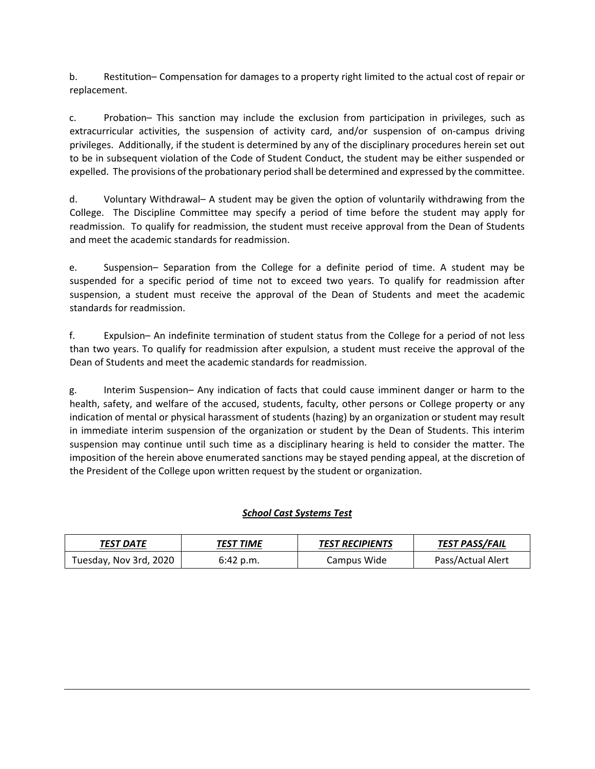b. Restitution– Compensation for damages to a property right limited to the actual cost of repair or replacement.

c. Probation– This sanction may include the exclusion from participation in privileges, such as extracurricular activities, the suspension of activity card, and/or suspension of on-campus driving privileges. Additionally, if the student is determined by any of the disciplinary procedures herein set out to be in subsequent violation of the Code of Student Conduct, the student may be either suspended or expelled. The provisions of the probationary period shall be determined and expressed by the committee.

d. Voluntary Withdrawal– A student may be given the option of voluntarily withdrawing from the College. The Discipline Committee may specify a period of time before the student may apply for readmission. To qualify for readmission, the student must receive approval from the Dean of Students and meet the academic standards for readmission.

e. Suspension– Separation from the College for a definite period of time. A student may be suspended for a specific period of time not to exceed two years. To qualify for readmission after suspension, a student must receive the approval of the Dean of Students and meet the academic standards for readmission.

f. Expulsion– An indefinite termination of student status from the College for a period of not less than two years. To qualify for readmission after expulsion, a student must receive the approval of the Dean of Students and meet the academic standards for readmission.

g. Interim Suspension– Any indication of facts that could cause imminent danger or harm to the health, safety, and welfare of the accused, students, faculty, other persons or College property or any indication of mental or physical harassment of students (hazing) by an organization or student may result in immediate interim suspension of the organization or student by the Dean of Students. This interim suspension may continue until such time as a disciplinary hearing is held to consider the matter. The imposition of the herein above enumerated sanctions may be stayed pending appeal, at the discretion of the President of the College upon written request by the student or organization.

***School Cast Systems Test***

| ***TEST DATE*** | ***TEST TIME*** | ***TEST RECIPIENTS*** | ***TEST PASS/FAIL*** |
|---|---|---|---|
| Tuesday, Nov 3rd, 2020 | 6:42 p.m. | Campus Wide | Pass/Actual Alert |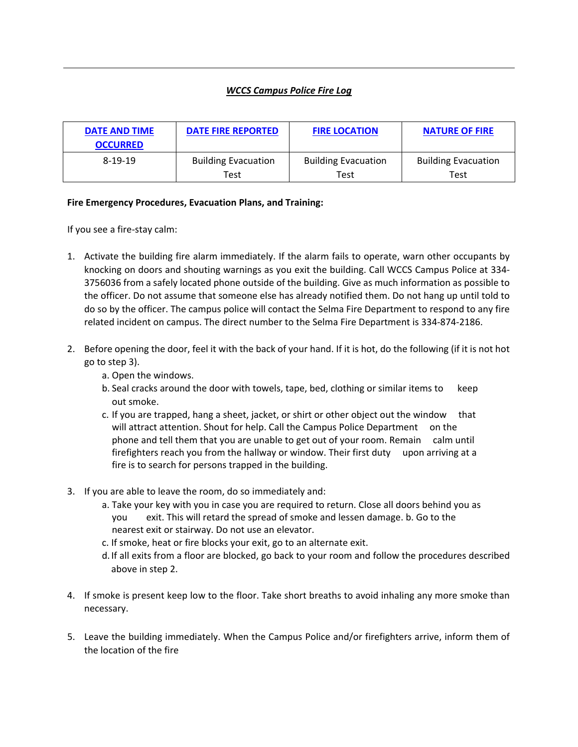***WCCS Campus Police Fire Log***

| DATE AND TIME OCCURRED | DATE FIRE REPORTED | FIRE LOCATION | NATURE OF FIRE |
|---|---|---|---|
| 8-19-19 | Building Evacuation Test | Building Evacuation Test | Building Evacuation Test |

**Fire Emergency Procedures, Evacuation Plans, and Training:**

If you see a fire-stay calm:

1. Activate the building fire alarm immediately. If the alarm fails to operate, warn other occupants by knocking on doors and shouting warnings as you exit the building. Call WCCS Campus Police at 334-3756036 from a safely located phone outside of the building. Give as much information as possible to the officer. Do not assume that someone else has already notified them. Do not hang up until told to do so by the officer. The campus police will contact the Selma Fire Department to respond to any fire related incident on campus. The direct number to the Selma Fire Department is 334-874-2186.

2. Before opening the door, feel it with the back of your hand. If it is hot, do the following (if it is not hot go to step 3).
   a. Open the windows.
   b. Seal cracks around the door with towels, tape, bed, clothing or similar items to keep out smoke.
   c. If you are trapped, hang a sheet, jacket, or shirt or other object out the window that will attract attention. Shout for help. Call the Campus Police Department on the phone and tell them that you are unable to get out of your room. Remain calm until firefighters reach you from the hallway or window. Their first duty upon arriving at a fire is to search for persons trapped in the building.

3. If you are able to leave the room, do so immediately and:
   a. Take your key with you in case you are required to return. Close all doors behind you as you exit. This will retard the spread of smoke and lessen damage. b. Go to the nearest exit or stairway. Do not use an elevator.
   c. If smoke, heat or fire blocks your exit, go to an alternate exit.
   d. If all exits from a floor are blocked, go back to your room and follow the procedures described above in step 2.

4. If smoke is present keep low to the floor. Take short breaths to avoid inhaling any more smoke than necessary.

5. Leave the building immediately. When the Campus Police and/or firefighters arrive, inform them of the location of the fire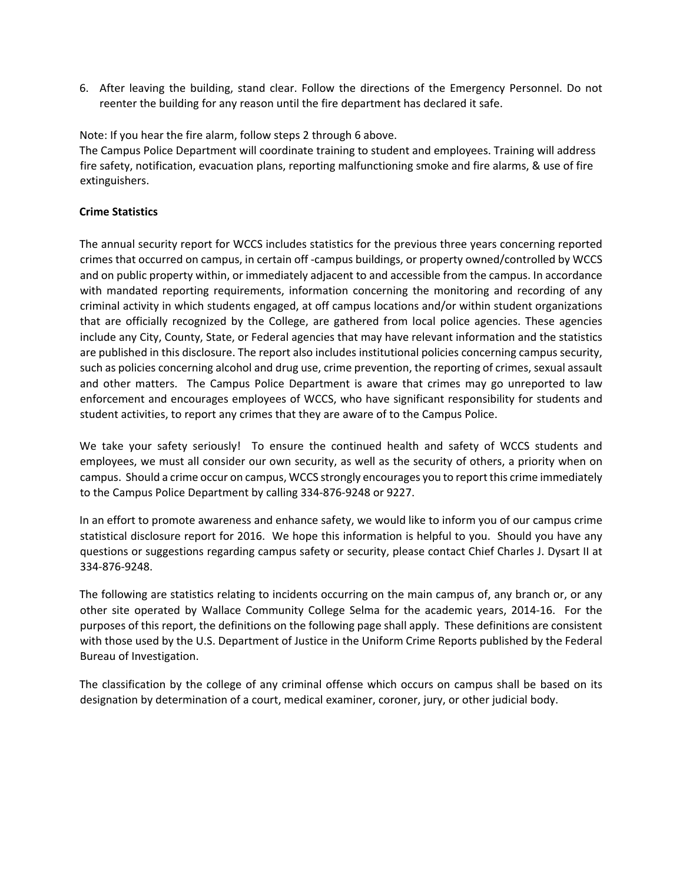6. After leaving the building, stand clear. Follow the directions of the Emergency Personnel. Do not reenter the building for any reason until the fire department has declared it safe.

Note: If you hear the fire alarm, follow steps 2 through 6 above.
The Campus Police Department will coordinate training to student and employees. Training will address fire safety, notification, evacuation plans, reporting malfunctioning smoke and fire alarms, & use of fire extinguishers.

**Crime Statistics**

The annual security report for WCCS includes statistics for the previous three years concerning reported crimes that occurred on campus, in certain off -campus buildings, or property owned/controlled by WCCS and on public property within, or immediately adjacent to and accessible from the campus. In accordance with mandated reporting requirements, information concerning the monitoring and recording of any criminal activity in which students engaged, at off campus locations and/or within student organizations that are officially recognized by the College, are gathered from local police agencies. These agencies include any City, County, State, or Federal agencies that may have relevant information and the statistics are published in this disclosure. The report also includes institutional policies concerning campus security, such as policies concerning alcohol and drug use, crime prevention, the reporting of crimes, sexual assault and other matters. The Campus Police Department is aware that crimes may go unreported to law enforcement and encourages employees of WCCS, who have significant responsibility for students and student activities, to report any crimes that they are aware of to the Campus Police.

We take your safety seriously! To ensure the continued health and safety of WCCS students and employees, we must all consider our own security, as well as the security of others, a priority when on campus. Should a crime occur on campus, WCCS strongly encourages you to report this crime immediately to the Campus Police Department by calling 334-876-9248 or 9227.

In an effort to promote awareness and enhance safety, we would like to inform you of our campus crime statistical disclosure report for 2016. We hope this information is helpful to you. Should you have any questions or suggestions regarding campus safety or security, please contact Chief Charles J. Dysart II at 334-876-9248.

The following are statistics relating to incidents occurring on the main campus of, any branch or, or any other site operated by Wallace Community College Selma for the academic years, 2014-16. For the purposes of this report, the definitions on the following page shall apply. These definitions are consistent with those used by the U.S. Department of Justice in the Uniform Crime Reports published by the Federal Bureau of Investigation.

The classification by the college of any criminal offense which occurs on campus shall be based on its designation by determination of a court, medical examiner, coroner, jury, or other judicial body.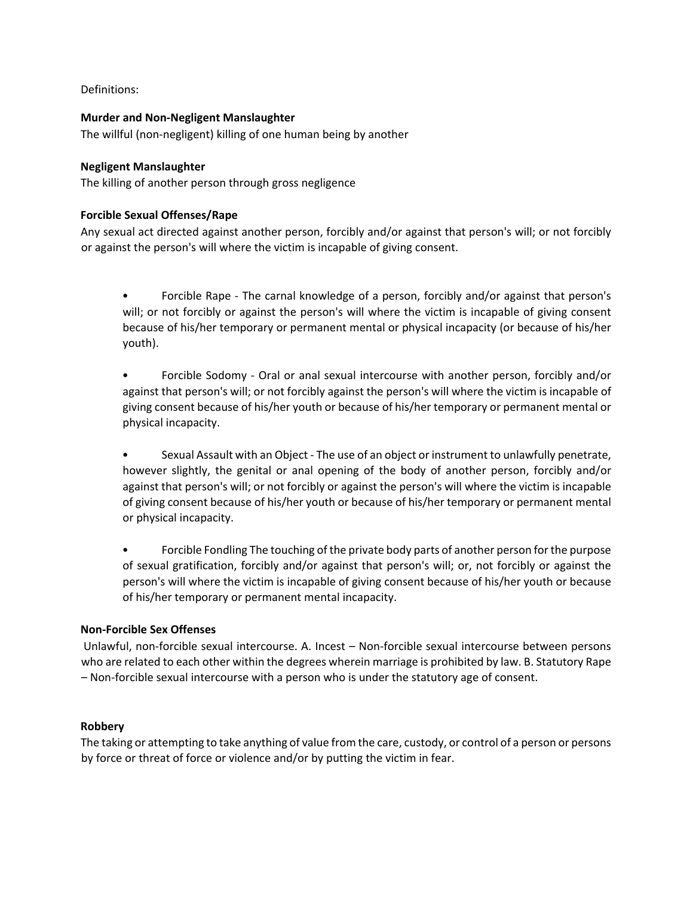Definitions:

**Murder and Non-Negligent Manslaughter**
The willful (non-negligent) killing of one human being by another

**Negligent Manslaughter**
The killing of another person through gross negligence

**Forcible Sexual Offenses/Rape**
Any sexual act directed against another person, forcibly and/or against that person's will; or not forcibly or against the person's will where the victim is incapable of giving consent.

- Forcible Rape - The carnal knowledge of a person, forcibly and/or against that person's will; or not forcibly or against the person's will where the victim is incapable of giving consent because of his/her temporary or permanent mental or physical incapacity (or because of his/her youth).

- Forcible Sodomy - Oral or anal sexual intercourse with another person, forcibly and/or against that person's will; or not forcibly against the person's will where the victim is incapable of giving consent because of his/her youth or because of his/her temporary or permanent mental or physical incapacity.

- Sexual Assault with an Object - The use of an object or instrument to unlawfully penetrate, however slightly, the genital or anal opening of the body of another person, forcibly and/or against that person's will; or not forcibly or against the person's will where the victim is incapable of giving consent because of his/her youth or because of his/her temporary or permanent mental or physical incapacity.

- Forcible Fondling The touching of the private body parts of another person for the purpose of sexual gratification, forcibly and/or against that person's will; or, not forcibly or against the person's will where the victim is incapable of giving consent because of his/her youth or because of his/her temporary or permanent mental incapacity.

**Non-Forcible Sex Offenses**
Unlawful, non-forcible sexual intercourse. A. Incest – Non-forcible sexual intercourse between persons who are related to each other within the degrees wherein marriage is prohibited by law. B. Statutory Rape – Non-forcible sexual intercourse with a person who is under the statutory age of consent.

**Robbery**
The taking or attempting to take anything of value from the care, custody, or control of a person or persons by force or threat of force or violence and/or by putting the victim in fear.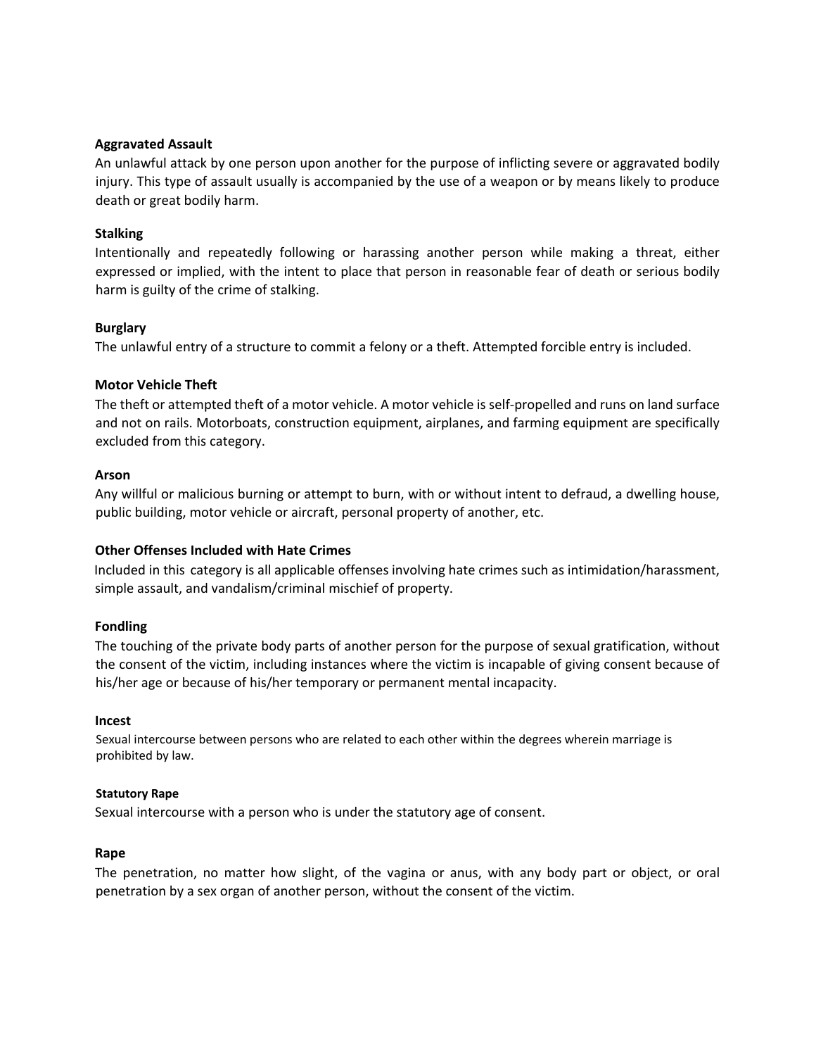**Aggravated Assault**

An unlawful attack by one person upon another for the purpose of inflicting severe or aggravated bodily injury. This type of assault usually is accompanied by the use of a weapon or by means likely to produce death or great bodily harm.

**Stalking**

Intentionally and repeatedly following or harassing another person while making a threat, either expressed or implied, with the intent to place that person in reasonable fear of death or serious bodily harm is guilty of the crime of stalking.

**Burglary**

The unlawful entry of a structure to commit a felony or a theft. Attempted forcible entry is included.

**Motor Vehicle Theft**

The theft or attempted theft of a motor vehicle. A motor vehicle is self-propelled and runs on land surface and not on rails. Motorboats, construction equipment, airplanes, and farming equipment are specifically excluded from this category.

**Arson**

Any willful or malicious burning or attempt to burn, with or without intent to defraud, a dwelling house, public building, motor vehicle or aircraft, personal property of another, etc.

**Other Offenses Included with Hate Crimes**

Included in this category is all applicable offenses involving hate crimes such as intimidation/harassment, simple assault, and vandalism/criminal mischief of property.

**Fondling**

The touching of the private body parts of another person for the purpose of sexual gratification, without the consent of the victim, including instances where the victim is incapable of giving consent because of his/her age or because of his/her temporary or permanent mental incapacity.

**Incest**

Sexual intercourse between persons who are related to each other within the degrees wherein marriage is prohibited by law.

**Statutory Rape**

Sexual intercourse with a person who is under the statutory age of consent.

**Rape**

The penetration, no matter how slight, of the vagina or anus, with any body part or object, or oral penetration by a sex organ of another person, without the consent of the victim.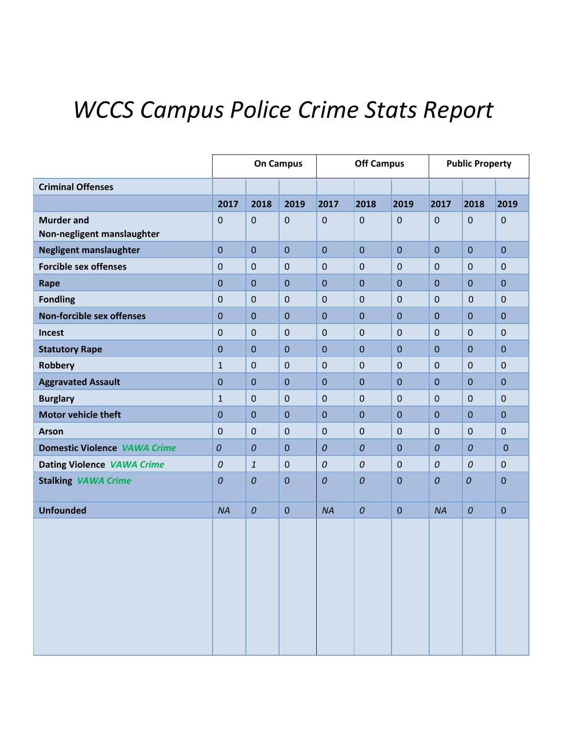# *WCCS Campus Police Crime Stats Report*

| | On Campus | | | Off Campus | | | Public Property | | |
|---|---|---|---|---|---|---|---|---|---|
| **Criminal Offenses** | | | | | | | | | |
| | **2017** | **2018** | **2019** | **2017** | **2018** | **2019** | **2017** | **2018** | **2019** |
| **Murder and Non-negligent manslaughter** | 0 | 0 | 0 | 0 | 0 | 0 | 0 | 0 | 0 |
| **Negligent manslaughter** | 0 | 0 | 0 | 0 | 0 | 0 | 0 | 0 | 0 |
| **Forcible sex offenses** | 0 | 0 | 0 | 0 | 0 | 0 | 0 | 0 | 0 |
| **Rape** | 0 | 0 | 0 | 0 | 0 | 0 | 0 | 0 | 0 |
| **Fondling** | 0 | 0 | 0 | 0 | 0 | 0 | 0 | 0 | 0 |
| **Non-forcible sex offenses** | 0 | 0 | 0 | 0 | 0 | 0 | 0 | 0 | 0 |
| **Incest** | 0 | 0 | 0 | 0 | 0 | 0 | 0 | 0 | 0 |
| **Statutory Rape** | 0 | 0 | 0 | 0 | 0 | 0 | 0 | 0 | 0 |
| **Robbery** | 1 | 0 | 0 | 0 | 0 | 0 | 0 | 0 | 0 |
| **Aggravated Assault** | 0 | 0 | 0 | 0 | 0 | 0 | 0 | 0 | 0 |
| **Burglary** | 1 | 0 | 0 | 0 | 0 | 0 | 0 | 0 | 0 |
| **Motor vehicle theft** | 0 | 0 | 0 | 0 | 0 | 0 | 0 | 0 | 0 |
| **Arson** | 0 | 0 | 0 | 0 | 0 | 0 | 0 | 0 | 0 |
| **Domestic Violence** ***VAWA Crime*** | *0* | *0* | 0 | *0* | *0* | 0 | *0* | *0* | 0 |
| **Dating Violence** ***VAWA Crime*** | *0* | *1* | 0 | *0* | *0* | 0 | *0* | *0* | 0 |
| **Stalking** ***VAWA Crime*** | *0* | *0* | 0 | *0* | *0* | 0 | *0* | *0* | 0 |
| **Unfounded** | *NA* | *0* | 0 | *NA* | *0* | 0 | *NA* | *0* | 0 |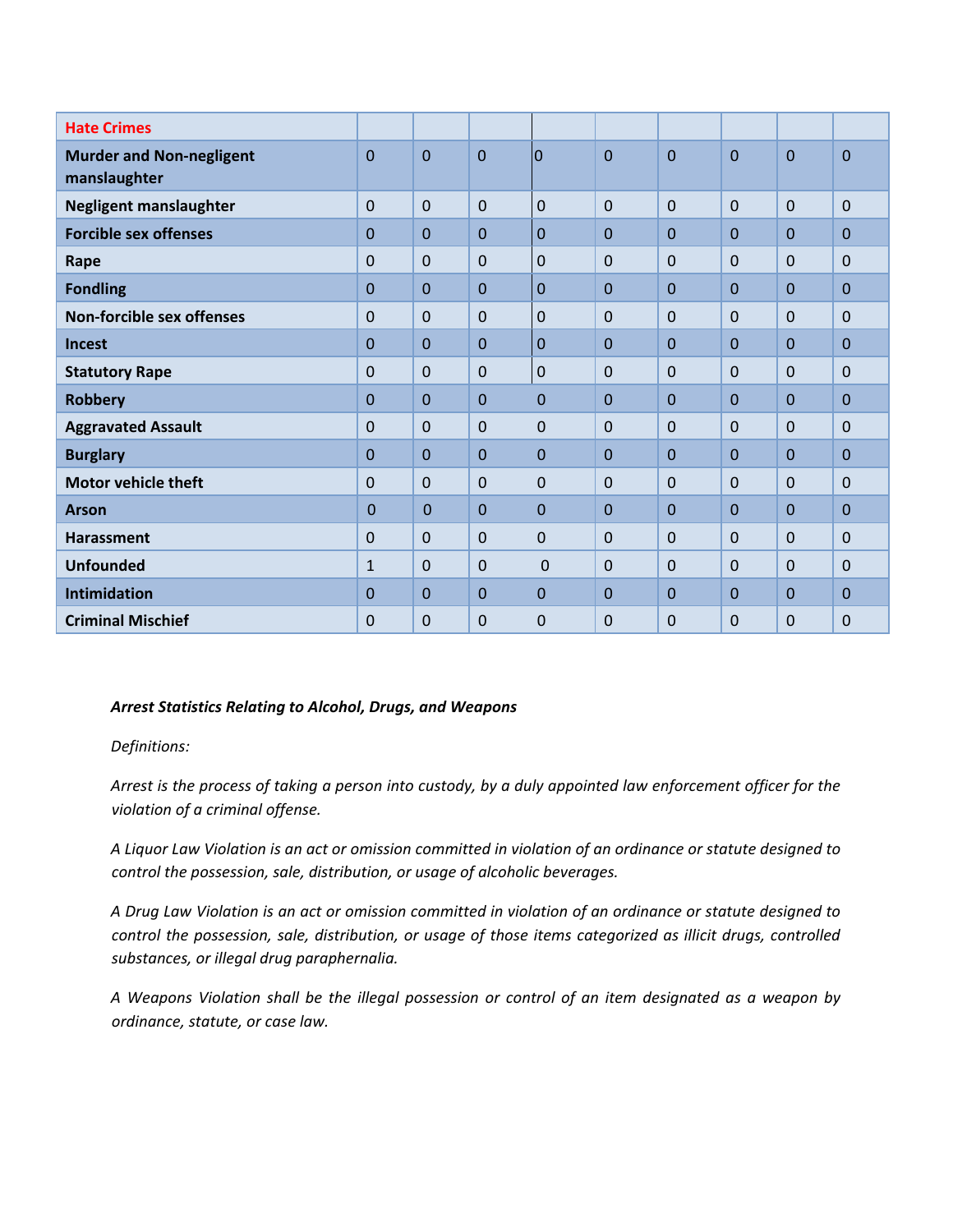| Hate Crimes | | | | | | | | | |
|---|---|---|---|---|---|---|---|---|---|
| **Murder and Non-negligent manslaughter** | 0 | 0 | 0 | 0 | 0 | 0 | 0 | 0 | 0 |
| **Negligent manslaughter** | 0 | 0 | 0 | 0 | 0 | 0 | 0 | 0 | 0 |
| **Forcible sex offenses** | 0 | 0 | 0 | 0 | 0 | 0 | 0 | 0 | 0 |
| **Rape** | 0 | 0 | 0 | 0 | 0 | 0 | 0 | 0 | 0 |
| **Fondling** | 0 | 0 | 0 | 0 | 0 | 0 | 0 | 0 | 0 |
| **Non-forcible sex offenses** | 0 | 0 | 0 | 0 | 0 | 0 | 0 | 0 | 0 |
| **Incest** | 0 | 0 | 0 | 0 | 0 | 0 | 0 | 0 | 0 |
| **Statutory Rape** | 0 | 0 | 0 | 0 | 0 | 0 | 0 | 0 | 0 |
| **Robbery** | 0 | 0 | 0 | 0 | 0 | 0 | 0 | 0 | 0 |
| **Aggravated Assault** | 0 | 0 | 0 | 0 | 0 | 0 | 0 | 0 | 0 |
| **Burglary** | 0 | 0 | 0 | 0 | 0 | 0 | 0 | 0 | 0 |
| **Motor vehicle theft** | 0 | 0 | 0 | 0 | 0 | 0 | 0 | 0 | 0 |
| **Arson** | 0 | 0 | 0 | 0 | 0 | 0 | 0 | 0 | 0 |
| **Harassment** | 0 | 0 | 0 | 0 | 0 | 0 | 0 | 0 | 0 |
| **Unfounded** | 1 | 0 | 0 | 0 | 0 | 0 | 0 | 0 | 0 |
| **Intimidation** | 0 | 0 | 0 | 0 | 0 | 0 | 0 | 0 | 0 |
| **Criminal Mischief** | 0 | 0 | 0 | 0 | 0 | 0 | 0 | 0 | 0 |

***Arrest Statistics Relating to Alcohol, Drugs, and Weapons***

*Definitions:*

*Arrest is the process of taking a person into custody, by a duly appointed law enforcement officer for the violation of a criminal offense.*

*A Liquor Law Violation is an act or omission committed in violation of an ordinance or statute designed to control the possession, sale, distribution, or usage of alcoholic beverages.*

*A Drug Law Violation is an act or omission committed in violation of an ordinance or statute designed to control the possession, sale, distribution, or usage of those items categorized as illicit drugs, controlled substances, or illegal drug paraphernalia.*

*A Weapons Violation shall be the illegal possession or control of an item designated as a weapon by ordinance, statute, or case law.*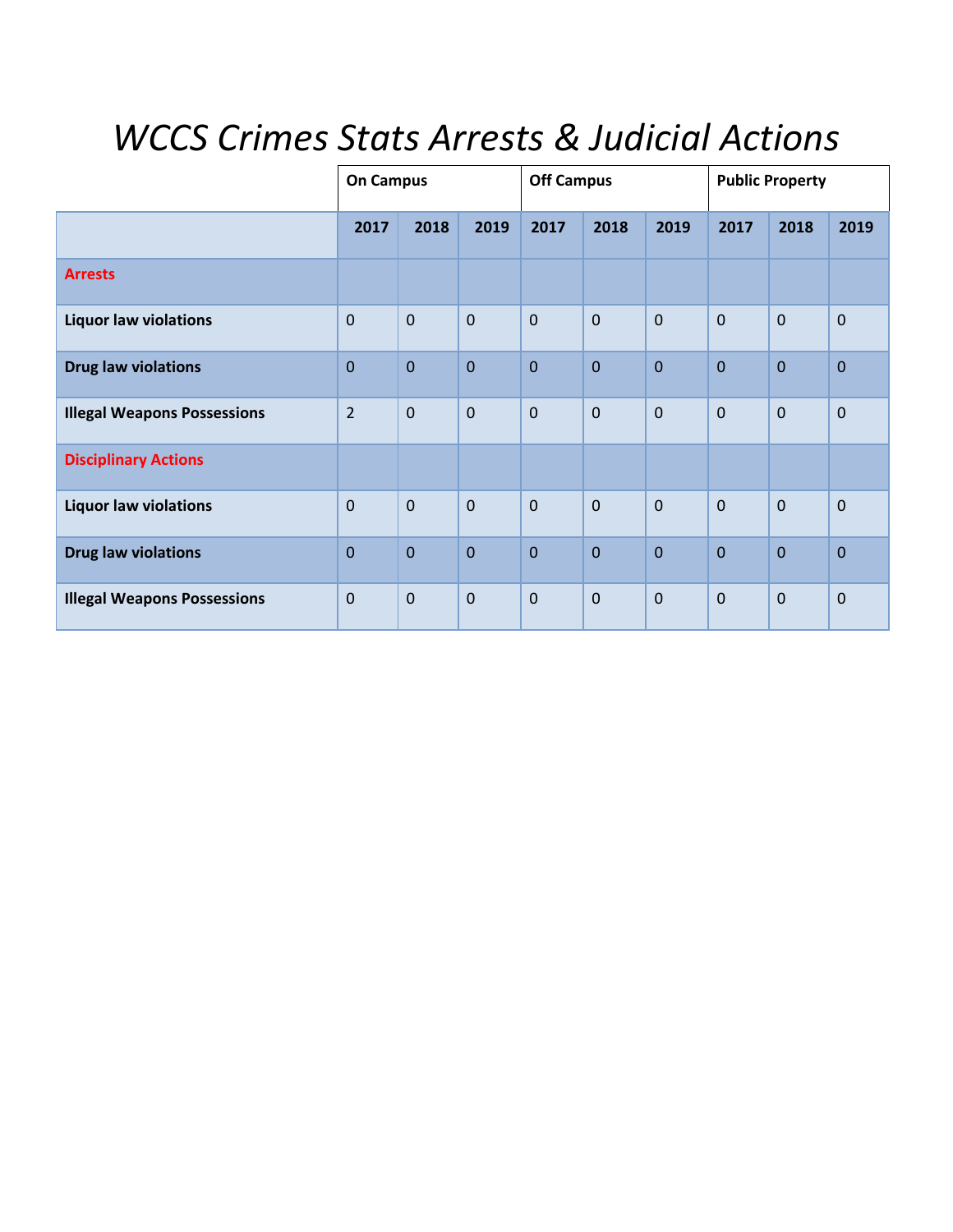# *WCCS Crimes Stats Arrests & Judicial Actions*

| | On Campus | | | Off Campus | | | Public Property | | |
|---|---|---|---|---|---|---|---|---|---|
| | **2017** | **2018** | **2019** | **2017** | **2018** | **2019** | **2017** | **2018** | **2019** |
| **Arrests** | | | | | | | | | |
| **Liquor law violations** | 0 | 0 | 0 | 0 | 0 | 0 | 0 | 0 | 0 |
| **Drug law violations** | 0 | 0 | 0 | 0 | 0 | 0 | 0 | 0 | 0 |
| **Illegal Weapons Possessions** | 2 | 0 | 0 | 0 | 0 | 0 | 0 | 0 | 0 |
| **Disciplinary Actions** | | | | | | | | | |
| **Liquor law violations** | 0 | 0 | 0 | 0 | 0 | 0 | 0 | 0 | 0 |
| **Drug law violations** | 0 | 0 | 0 | 0 | 0 | 0 | 0 | 0 | 0 |
| **Illegal Weapons Possessions** | 0 | 0 | 0 | 0 | 0 | 0 | 0 | 0 | 0 |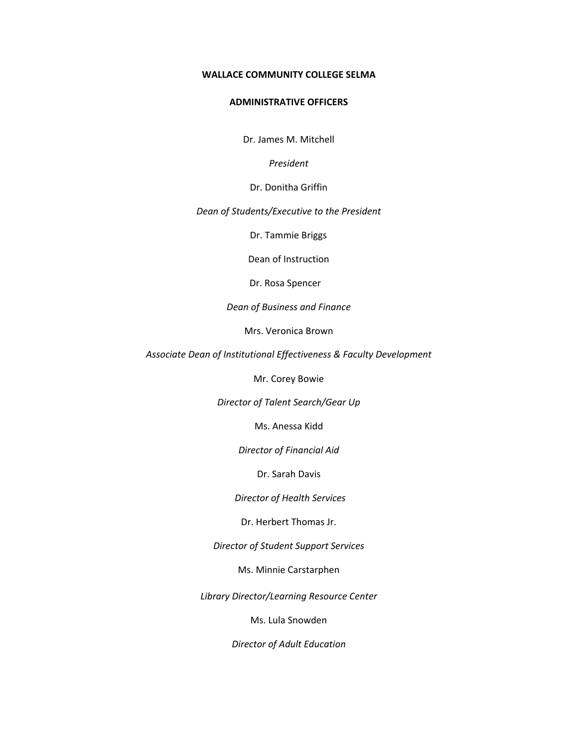**WALLACE COMMUNITY COLLEGE SELMA**

**ADMINISTRATIVE OFFICERS**

Dr. James M. Mitchell

*President*

Dr. Donitha Griffin

*Dean of Students/Executive to the President*

Dr. Tammie Briggs

Dean of Instruction

Dr. Rosa Spencer

*Dean of Business and Finance*

Mrs. Veronica Brown

*Associate Dean of Institutional Effectiveness & Faculty Development*

Mr. Corey Bowie

*Director of Talent Search/Gear Up*

Ms. Anessa Kidd

*Director of Financial Aid*

Dr. Sarah Davis

*Director of Health Services*

Dr. Herbert Thomas Jr.

*Director of Student Support Services*

Ms. Minnie Carstarphen

*Library Director/Learning Resource Center*

Ms. Lula Snowden

*Director of Adult Education*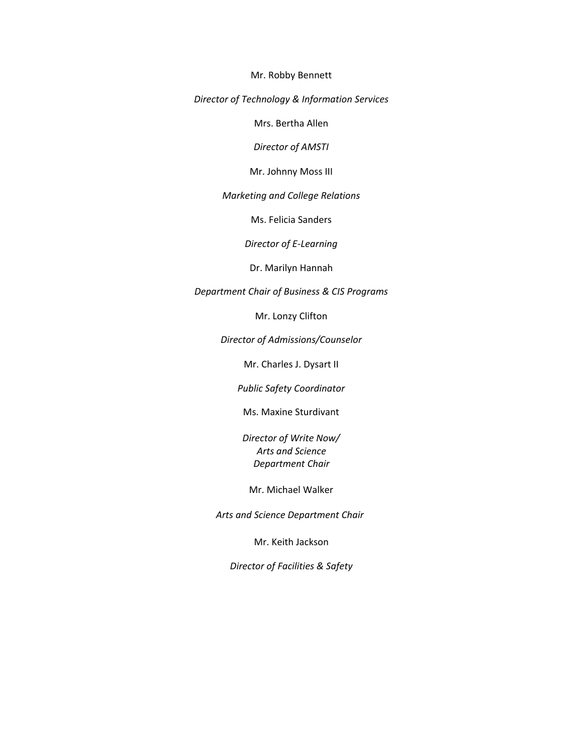Mr. Robby Bennett

*Director of Technology & Information Services*

Mrs. Bertha Allen

*Director of AMSTI*

Mr. Johnny Moss III

*Marketing and College Relations*

Ms. Felicia Sanders

*Director of E-Learning*

Dr. Marilyn Hannah

*Department Chair of Business & CIS Programs*

Mr. Lonzy Clifton

*Director of Admissions/Counselor*

Mr. Charles J. Dysart II

*Public Safety Coordinator*

Ms. Maxine Sturdivant

*Director of Write Now/*
*Arts and Science*
*Department Chair*

Mr. Michael Walker

*Arts and Science Department Chair*

Mr. Keith Jackson

*Director of Facilities & Safety*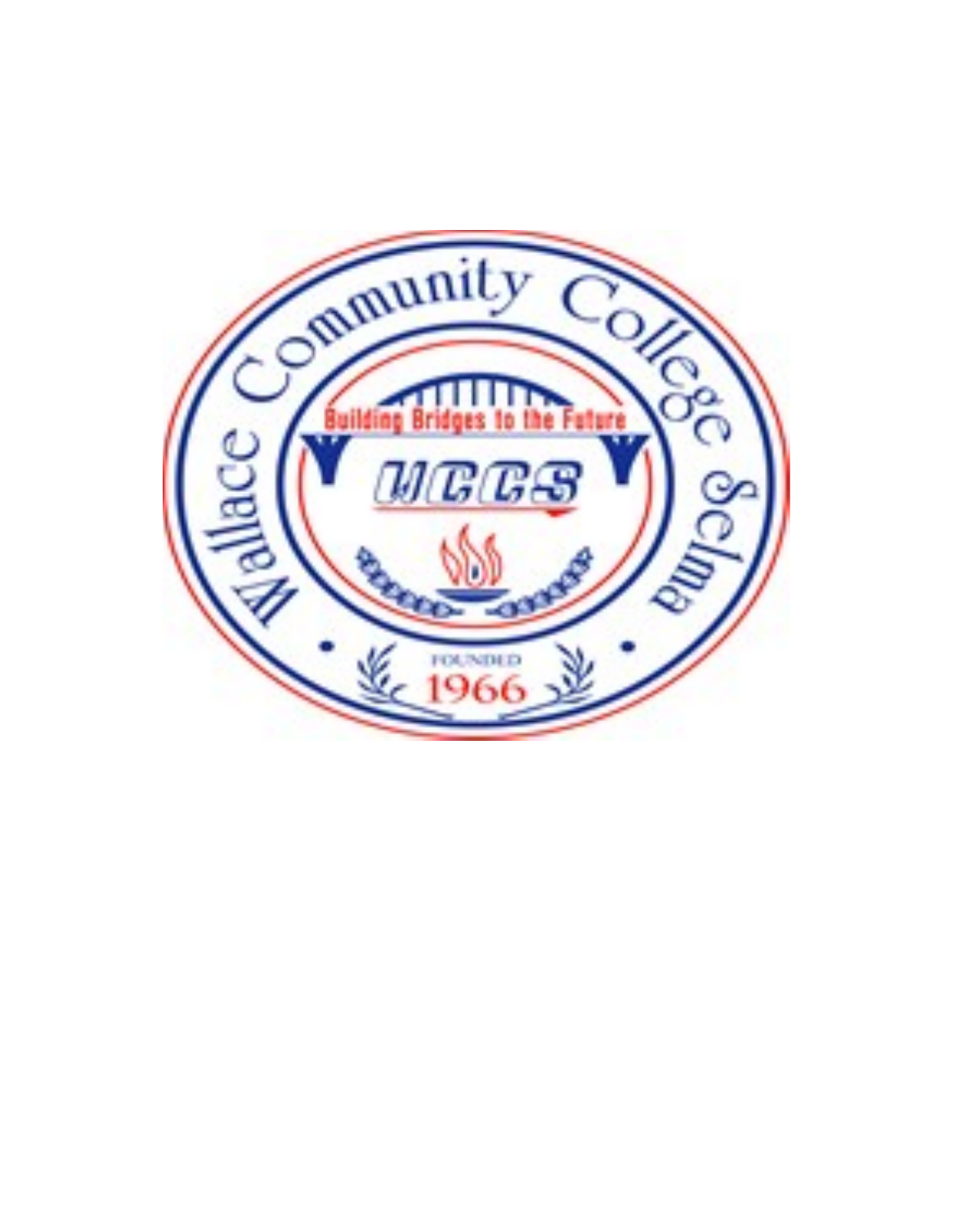Wallace Community College Selma

Building Bridges to the Future

WCCS

FOUNDED

1966